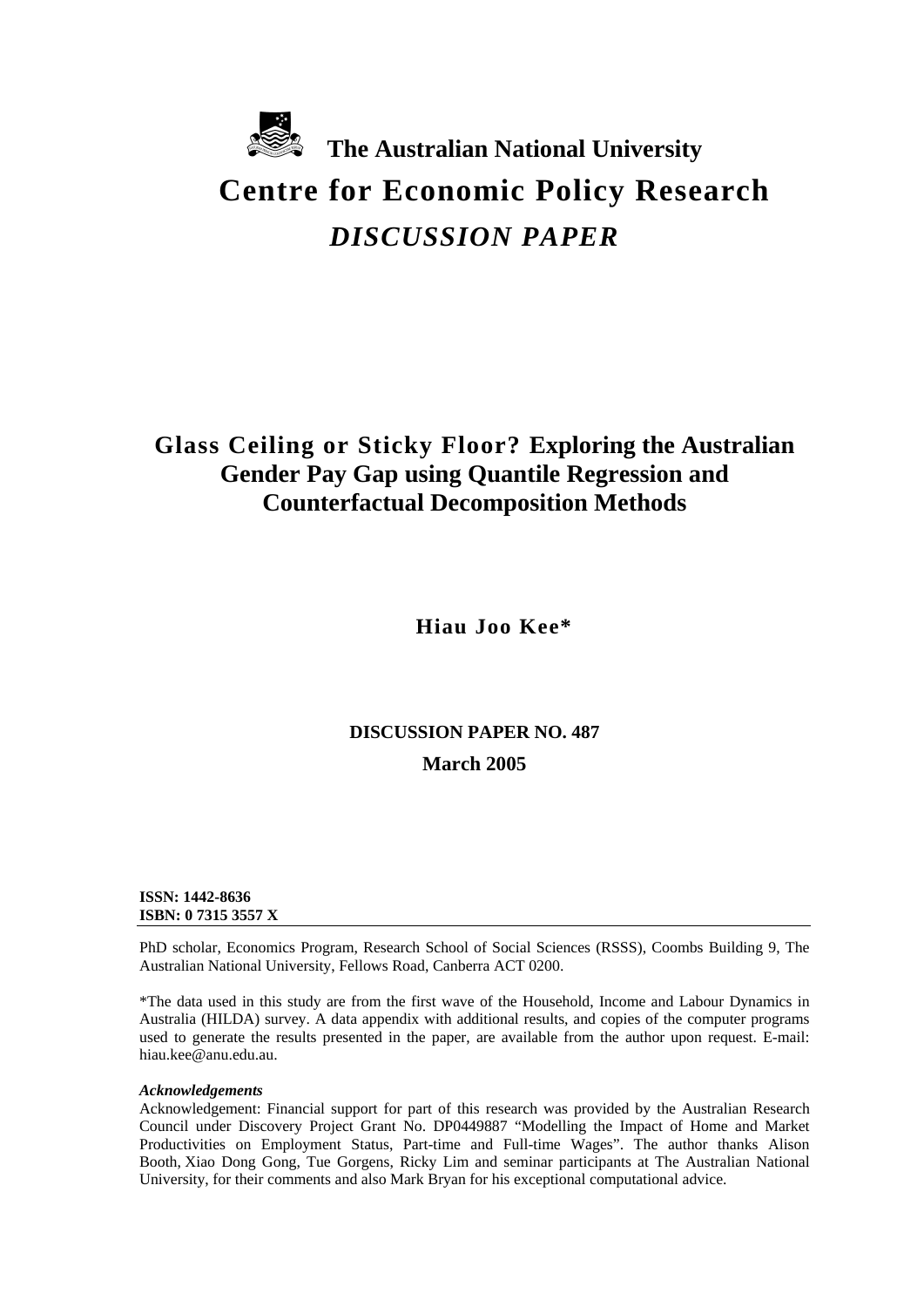**The Australian National University**

# Centre for Economic Policy Research

***DISCUSSION PAPER***

## Glass Ceiling or Sticky Floor? Exploring the Australian Gender Pay Gap using Quantile Regression and Counterfactual Decomposition Methods

**Hiau Joo Kee***

**DISCUSSION PAPER NO. 487**

**March 2005**

**ISSN: 1442-8636**
**ISBN: 0 7315 3557 X**

PhD scholar, Economics Program, Research School of Social Sciences (RSSS), Coombs Building 9, The Australian National University, Fellows Road, Canberra ACT 0200.

*The data used in this study are from the first wave of the Household, Income and Labour Dynamics in Australia (HILDA) survey. A data appendix with additional results, and copies of the computer programs used to generate the results presented in the paper, are available from the author upon request. E-mail: hiau.kee@anu.edu.au.

***Acknowledgements***

Acknowledgement: Financial support for part of this research was provided by the Australian Research Council under Discovery Project Grant No. DP0449887 "Modelling the Impact of Home and Market Productivities on Employment Status, Part-time and Full-time Wages". The author thanks Alison Booth, Xiao Dong Gong, Tue Gorgens, Ricky Lim and seminar participants at The Australian National University, for their comments and also Mark Bryan for his exceptional computational advice.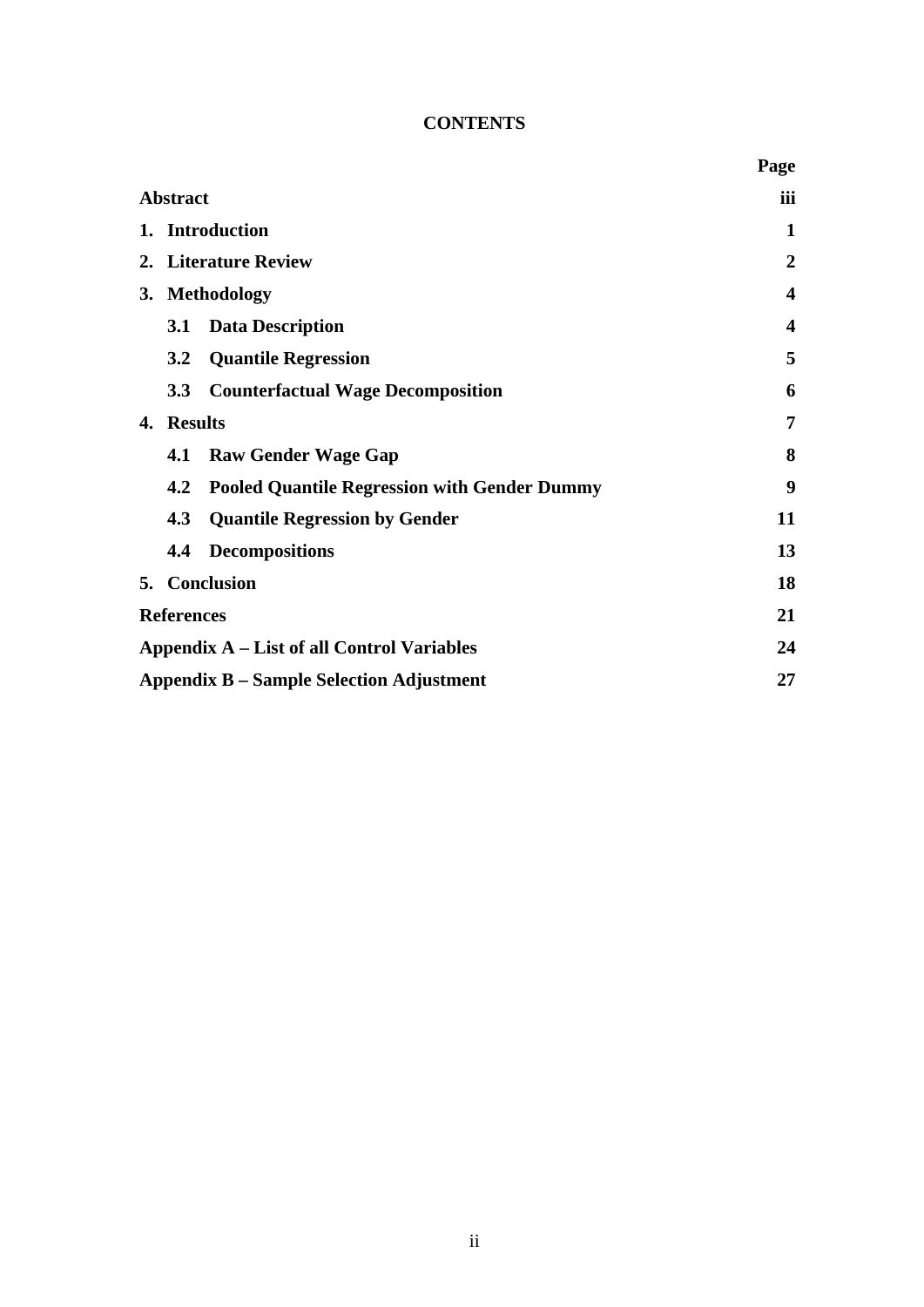# CONTENTS

| | Page |
|---|---|
| **Abstract** | **iii** |
| **1. Introduction** | **1** |
| **2. Literature Review** | **2** |
| **3. Methodology** | **4** |
| **3.1 Data Description** | **4** |
| **3.2 Quantile Regression** | **5** |
| **3.3 Counterfactual Wage Decomposition** | **6** |
| **4. Results** | **7** |
| **4.1 Raw Gender Wage Gap** | **8** |
| **4.2 Pooled Quantile Regression with Gender Dummy** | **9** |
| **4.3 Quantile Regression by Gender** | **11** |
| **4.4 Decompositions** | **13** |
| **5. Conclusion** | **18** |
| **References** | **21** |
| **Appendix A – List of all Control Variables** | **24** |
| **Appendix B – Sample Selection Adjustment** | **27** |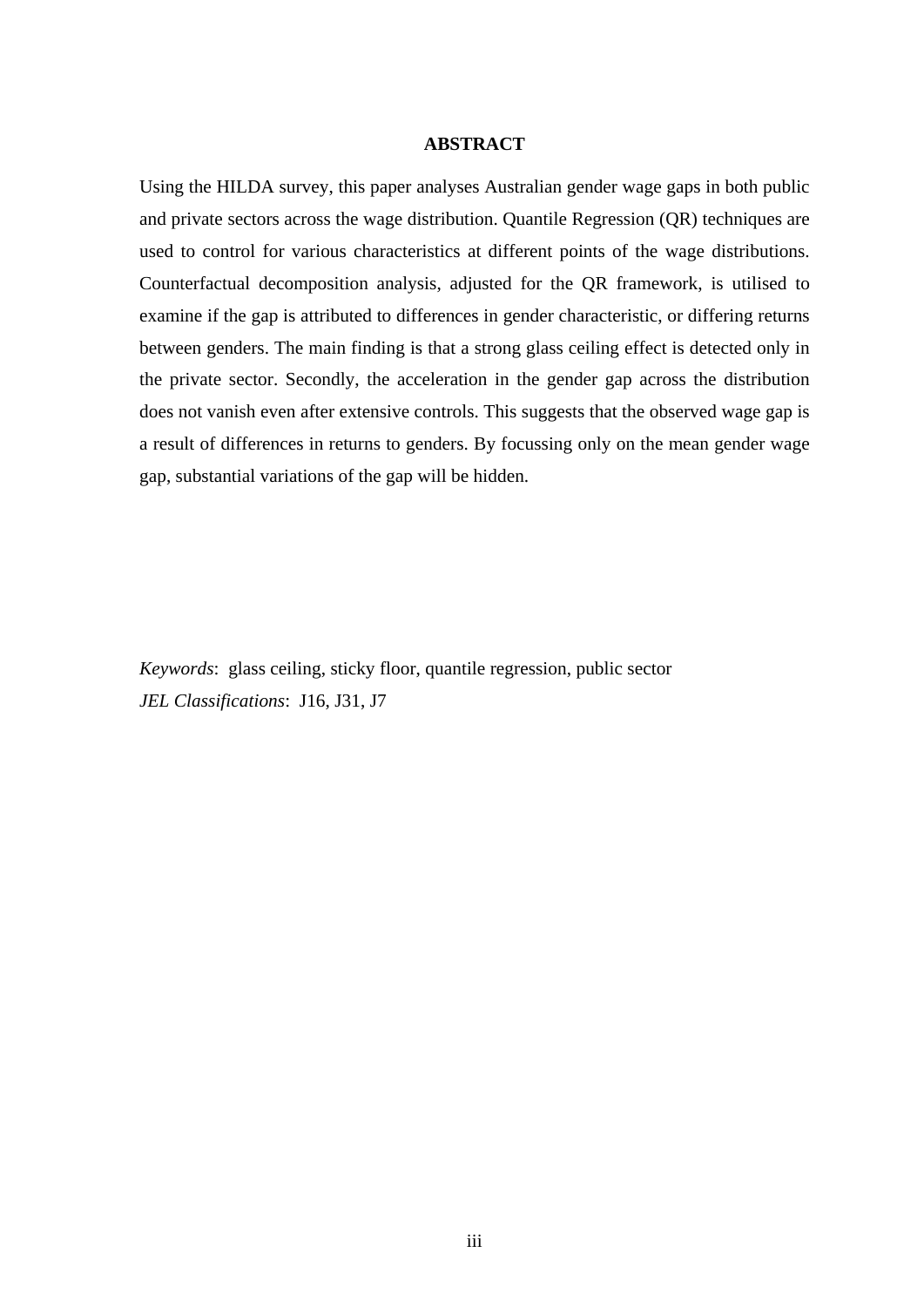## ABSTRACT

Using the HILDA survey, this paper analyses Australian gender wage gaps in both public and private sectors across the wage distribution. Quantile Regression (QR) techniques are used to control for various characteristics at different points of the wage distributions. Counterfactual decomposition analysis, adjusted for the QR framework, is utilised to examine if the gap is attributed to differences in gender characteristic, or differing returns between genders. The main finding is that a strong glass ceiling effect is detected only in the private sector. Secondly, the acceleration in the gender gap across the distribution does not vanish even after extensive controls. This suggests that the observed wage gap is a result of differences in returns to genders. By focussing only on the mean gender wage gap, substantial variations of the gap will be hidden.

*Keywords*: glass ceiling, sticky floor, quantile regression, public sector
*JEL Classifications*: J16, J31, J7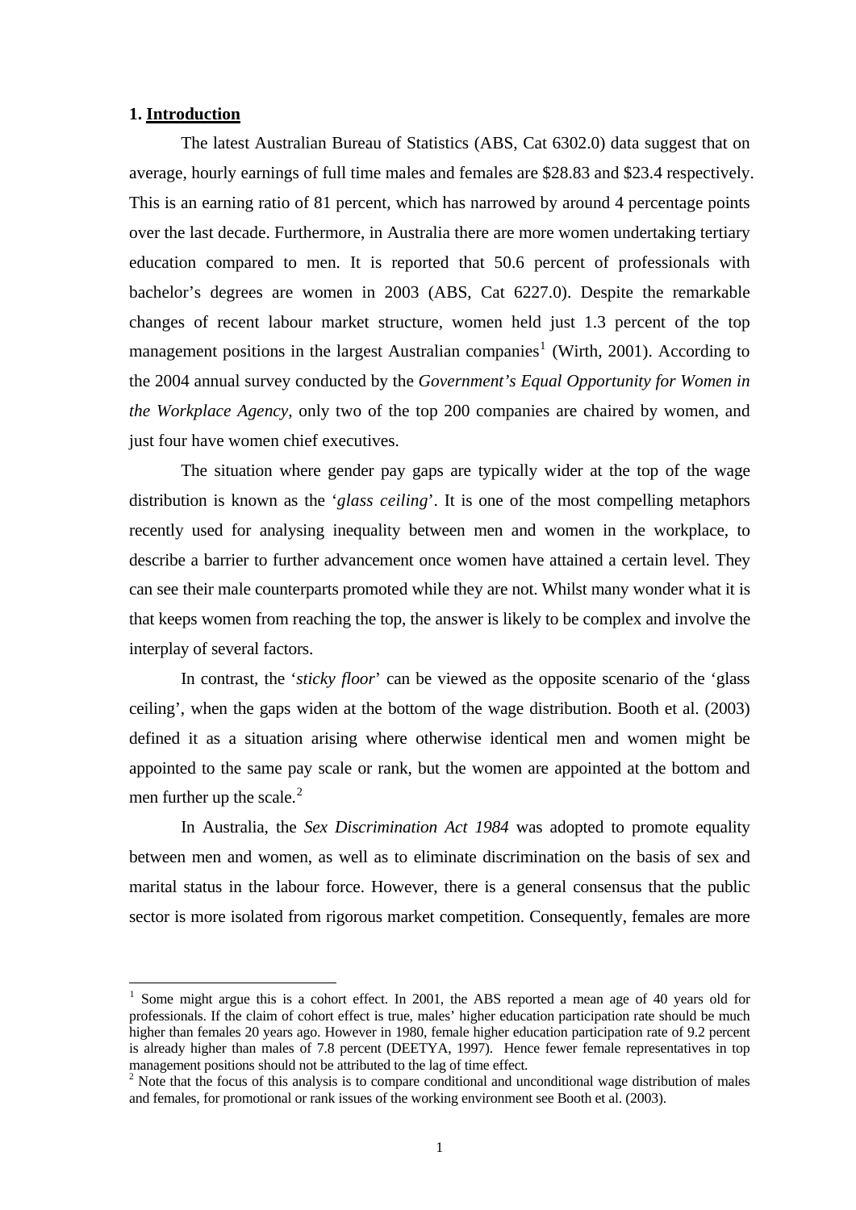## 1. Introduction

The latest Australian Bureau of Statistics (ABS, Cat 6302.0) data suggest that on average, hourly earnings of full time males and females are $28.83 and $23.4 respectively. This is an earning ratio of 81 percent, which has narrowed by around 4 percentage points over the last decade. Furthermore, in Australia there are more women undertaking tertiary education compared to men. It is reported that 50.6 percent of professionals with bachelor's degrees are women in 2003 (ABS, Cat 6227.0). Despite the remarkable changes of recent labour market structure, women held just 1.3 percent of the top management positions in the largest Australian companies[1] (Wirth, 2001). According to the 2004 annual survey conducted by the *Government's Equal Opportunity for Women in the Workplace Agency*, only two of the top 200 companies are chaired by women, and just four have women chief executives.

The situation where gender pay gaps are typically wider at the top of the wage distribution is known as the '*glass ceiling*'. It is one of the most compelling metaphors recently used for analysing inequality between men and women in the workplace, to describe a barrier to further advancement once women have attained a certain level. They can see their male counterparts promoted while they are not. Whilst many wonder what it is that keeps women from reaching the top, the answer is likely to be complex and involve the interplay of several factors.

In contrast, the '*sticky floor*' can be viewed as the opposite scenario of the 'glass ceiling', when the gaps widen at the bottom of the wage distribution. Booth et al. (2003) defined it as a situation arising where otherwise identical men and women might be appointed to the same pay scale or rank, but the women are appointed at the bottom and men further up the scale.[2]

In Australia, the *Sex Discrimination Act 1984* was adopted to promote equality between men and women, as well as to eliminate discrimination on the basis of sex and marital status in the labour force. However, there is a general consensus that the public sector is more isolated from rigorous market competition. Consequently, females are more

---

[1] Some might argue this is a cohort effect. In 2001, the ABS reported a mean age of 40 years old for professionals. If the claim of cohort effect is true, males' higher education participation rate should be much higher than females 20 years ago. However in 1980, female higher education participation rate of 9.2 percent is already higher than males of 7.8 percent (DEETYA, 1997). Hence fewer female representatives in top management positions should not be attributed to the lag of time effect.

[2] Note that the focus of this analysis is to compare conditional and unconditional wage distribution of males and females, for promotional or rank issues of the working environment see Booth et al. (2003).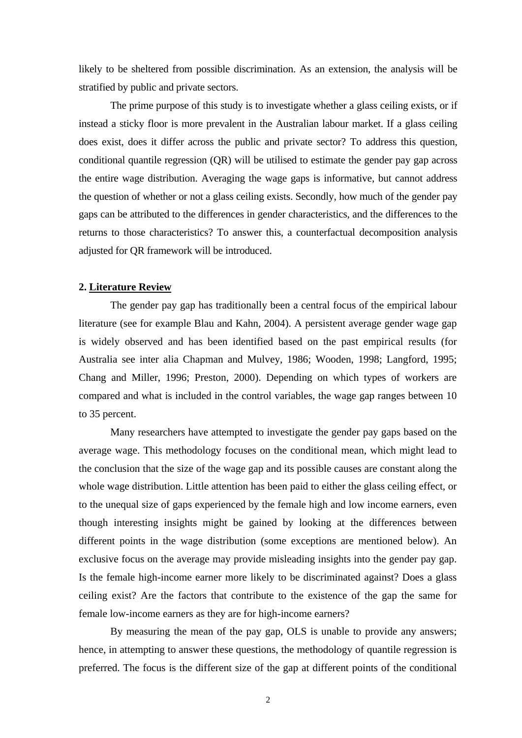likely to be sheltered from possible discrimination. As an extension, the analysis will be stratified by public and private sectors.

The prime purpose of this study is to investigate whether a glass ceiling exists, or if instead a sticky floor is more prevalent in the Australian labour market. If a glass ceiling does exist, does it differ across the public and private sector? To address this question, conditional quantile regression (QR) will be utilised to estimate the gender pay gap across the entire wage distribution. Averaging the wage gaps is informative, but cannot address the question of whether or not a glass ceiling exists. Secondly, how much of the gender pay gaps can be attributed to the differences in gender characteristics, and the differences to the returns to those characteristics? To answer this, a counterfactual decomposition analysis adjusted for QR framework will be introduced.

## 2. Literature Review

The gender pay gap has traditionally been a central focus of the empirical labour literature (see for example Blau and Kahn, 2004). A persistent average gender wage gap is widely observed and has been identified based on the past empirical results (for Australia see inter alia Chapman and Mulvey, 1986; Wooden, 1998; Langford, 1995; Chang and Miller, 1996; Preston, 2000). Depending on which types of workers are compared and what is included in the control variables, the wage gap ranges between 10 to 35 percent.

Many researchers have attempted to investigate the gender pay gaps based on the average wage. This methodology focuses on the conditional mean, which might lead to the conclusion that the size of the wage gap and its possible causes are constant along the whole wage distribution. Little attention has been paid to either the glass ceiling effect, or to the unequal size of gaps experienced by the female high and low income earners, even though interesting insights might be gained by looking at the differences between different points in the wage distribution (some exceptions are mentioned below). An exclusive focus on the average may provide misleading insights into the gender pay gap. Is the female high-income earner more likely to be discriminated against? Does a glass ceiling exist? Are the factors that contribute to the existence of the gap the same for female low-income earners as they are for high-income earners?

By measuring the mean of the pay gap, OLS is unable to provide any answers; hence, in attempting to answer these questions, the methodology of quantile regression is preferred. The focus is the different size of the gap at different points of the conditional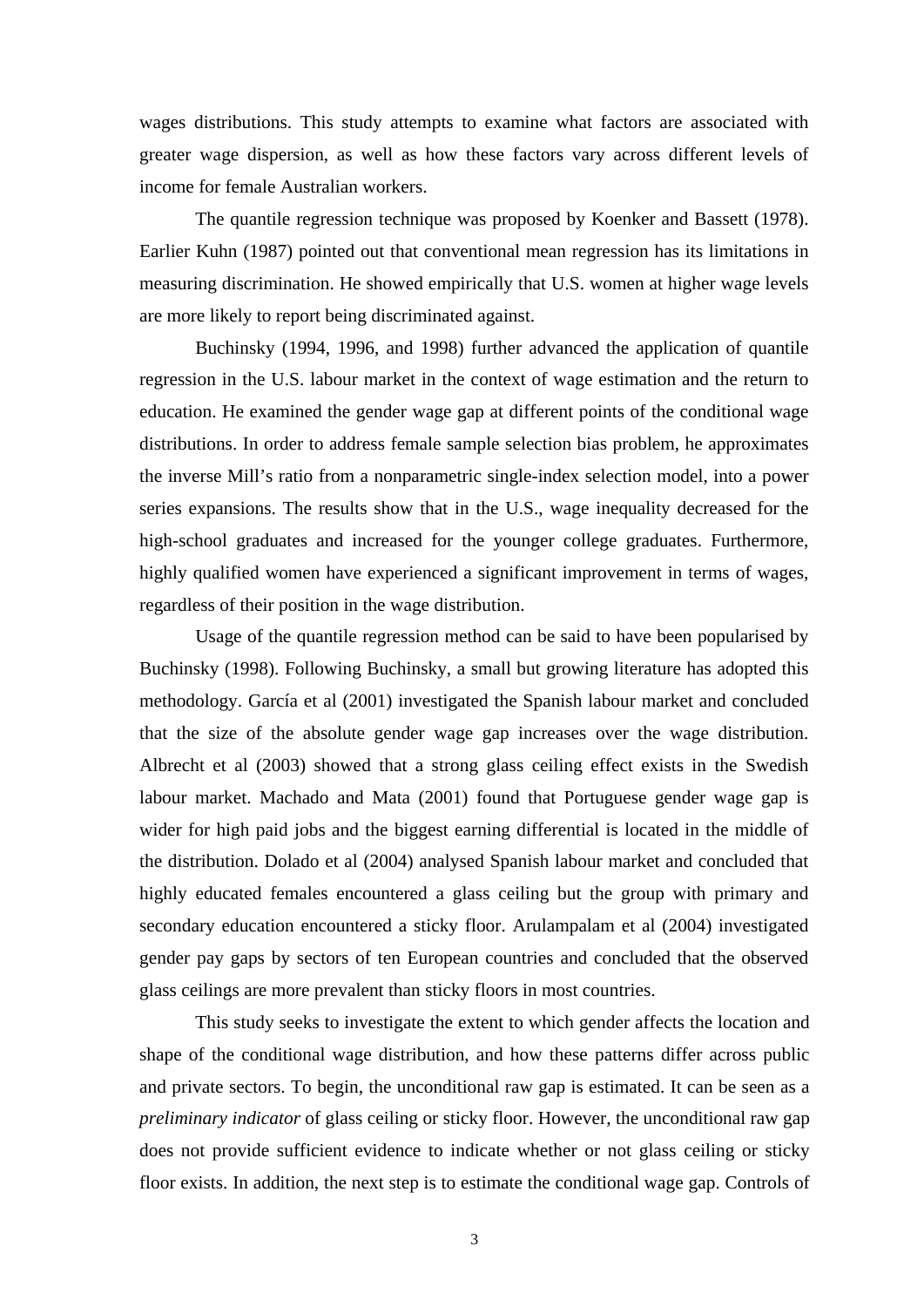wages distributions. This study attempts to examine what factors are associated with greater wage dispersion, as well as how these factors vary across different levels of income for female Australian workers.

The quantile regression technique was proposed by Koenker and Bassett (1978). Earlier Kuhn (1987) pointed out that conventional mean regression has its limitations in measuring discrimination. He showed empirically that U.S. women at higher wage levels are more likely to report being discriminated against.

Buchinsky (1994, 1996, and 1998) further advanced the application of quantile regression in the U.S. labour market in the context of wage estimation and the return to education. He examined the gender wage gap at different points of the conditional wage distributions. In order to address female sample selection bias problem, he approximates the inverse Mill's ratio from a nonparametric single-index selection model, into a power series expansions. The results show that in the U.S., wage inequality decreased for the high-school graduates and increased for the younger college graduates. Furthermore, highly qualified women have experienced a significant improvement in terms of wages, regardless of their position in the wage distribution.

Usage of the quantile regression method can be said to have been popularised by Buchinsky (1998). Following Buchinsky, a small but growing literature has adopted this methodology. García et al (2001) investigated the Spanish labour market and concluded that the size of the absolute gender wage gap increases over the wage distribution. Albrecht et al (2003) showed that a strong glass ceiling effect exists in the Swedish labour market. Machado and Mata (2001) found that Portuguese gender wage gap is wider for high paid jobs and the biggest earning differential is located in the middle of the distribution. Dolado et al (2004) analysed Spanish labour market and concluded that highly educated females encountered a glass ceiling but the group with primary and secondary education encountered a sticky floor. Arulampalam et al (2004) investigated gender pay gaps by sectors of ten European countries and concluded that the observed glass ceilings are more prevalent than sticky floors in most countries.

This study seeks to investigate the extent to which gender affects the location and shape of the conditional wage distribution, and how these patterns differ across public and private sectors. To begin, the unconditional raw gap is estimated. It can be seen as a *preliminary indicator* of glass ceiling or sticky floor. However, the unconditional raw gap does not provide sufficient evidence to indicate whether or not glass ceiling or sticky floor exists. In addition, the next step is to estimate the conditional wage gap. Controls of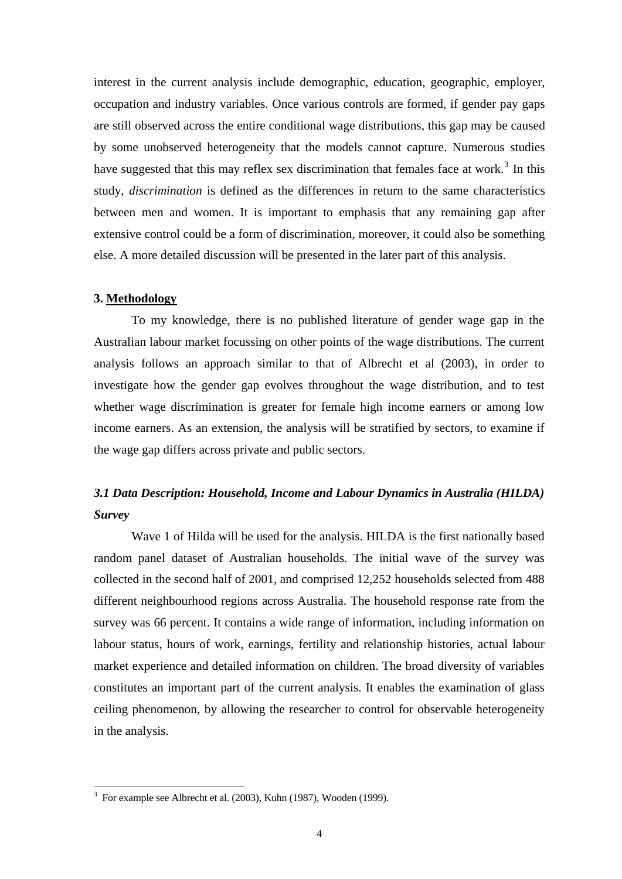interest in the current analysis include demographic, education, geographic, employer, occupation and industry variables. Once various controls are formed, if gender pay gaps are still observed across the entire conditional wage distributions, this gap may be caused by some unobserved heterogeneity that the models cannot capture. Numerous studies have suggested that this may reflex sex discrimination that females face at work.[3] In this study, *discrimination* is defined as the differences in return to the same characteristics between men and women. It is important to emphasis that any remaining gap after extensive control could be a form of discrimination, moreover, it could also be something else. A more detailed discussion will be presented in the later part of this analysis.

## 3. Methodology

To my knowledge, there is no published literature of gender wage gap in the Australian labour market focussing on other points of the wage distributions. The current analysis follows an approach similar to that of Albrecht et al (2003), in order to investigate how the gender gap evolves throughout the wage distribution, and to test whether wage discrimination is greater for female high income earners or among low income earners. As an extension, the analysis will be stratified by sectors, to examine if the wage gap differs across private and public sectors.

### *3.1 Data Description: Household, Income and Labour Dynamics in Australia (HILDA) Survey*

Wave 1 of Hilda will be used for the analysis. HILDA is the first nationally based random panel dataset of Australian households. The initial wave of the survey was collected in the second half of 2001, and comprised 12,252 households selected from 488 different neighbourhood regions across Australia. The household response rate from the survey was 66 percent. It contains a wide range of information, including information on labour status, hours of work, earnings, fertility and relationship histories, actual labour market experience and detailed information on children. The broad diversity of variables constitutes an important part of the current analysis. It enables the examination of glass ceiling phenomenon, by allowing the researcher to control for observable heterogeneity in the analysis.

---

[3] For example see Albrecht et al. (2003), Kuhn (1987), Wooden (1999).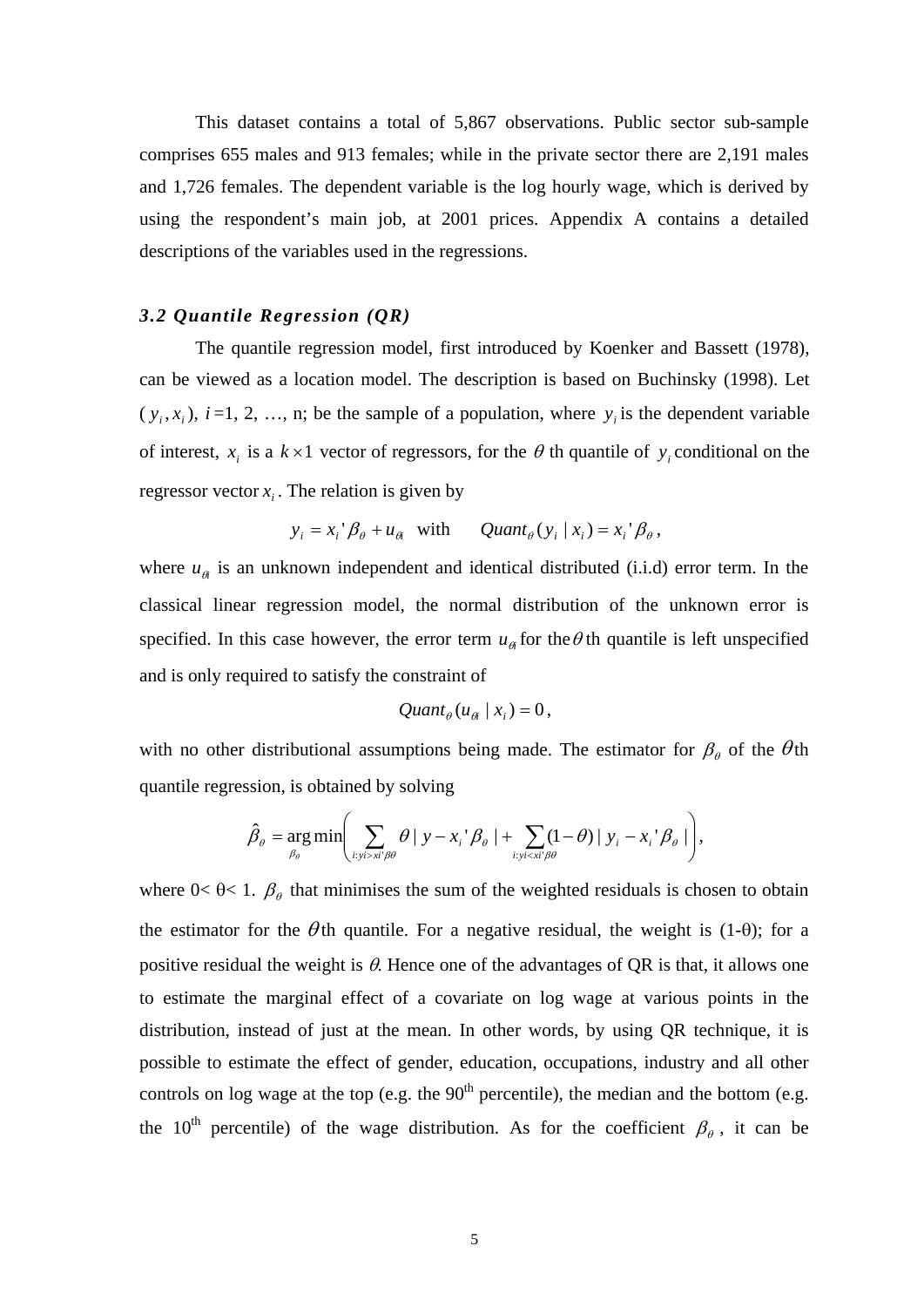This dataset contains a total of 5,867 observations. Public sector sub-sample comprises 655 males and 913 females; while in the private sector there are 2,191 males and 1,726 females. The dependent variable is the log hourly wage, which is derived by using the respondent's main job, at 2001 prices. Appendix A contains a detailed descriptions of the variables used in the regressions.

### *3.2 Quantile Regression (QR)*

The quantile regression model, first introduced by Koenker and Bassett (1978), can be viewed as a location model. The description is based on Buchinsky (1998). Let $(y_i, x_i)$, $i$ =1, 2, …, n; be the sample of a population, where $y_i$ is the dependent variable of interest, $x_i$ is a $k \times 1$ vector of regressors, for the $\theta$ th quantile of $y_i$ conditional on the regressor vector $x_i$. The relation is given by

$$y_i = x_i'\beta_\theta + u_{\theta i} \quad \text{with} \quad Quant_\theta(y_i \mid x_i) = x_i'\beta_\theta,$$

where $u_{\theta i}$ is an unknown independent and identical distributed (i.i.d) error term. In the classical linear regression model, the normal distribution of the unknown error is specified. In this case however, the error term $u_{\theta i}$ for the $\theta$ th quantile is left unspecified and is only required to satisfy the constraint of

$$Quant_\theta(u_{\theta i} \mid x_i) = 0,$$

with no other distributional assumptions being made. The estimator for $\beta_\theta$ of the $\theta$th quantile regression, is obtained by solving

$$\hat{\beta}_\theta = \underset{\beta_\theta}{\arg\min}\left( \sum_{i: yi > xi'\beta\theta} \theta \mid y - x_i'\beta_\theta \mid + \sum_{i: yi < xi'\beta\theta} (1-\theta) \mid y_i - x_i'\beta_\theta \mid \right),$$

where 0< θ< 1. $\beta_\theta$ that minimises the sum of the weighted residuals is chosen to obtain the estimator for the $\theta$th quantile. For a negative residual, the weight is (1-θ); for a positive residual the weight is $\theta$. Hence one of the advantages of QR is that, it allows one to estimate the marginal effect of a covariate on log wage at various points in the distribution, instead of just at the mean. In other words, by using QR technique, it is possible to estimate the effect of gender, education, occupations, industry and all other controls on log wage at the top (e.g. the 90th percentile), the median and the bottom (e.g. the 10th percentile) of the wage distribution. As for the coefficient $\beta_\theta$, it can be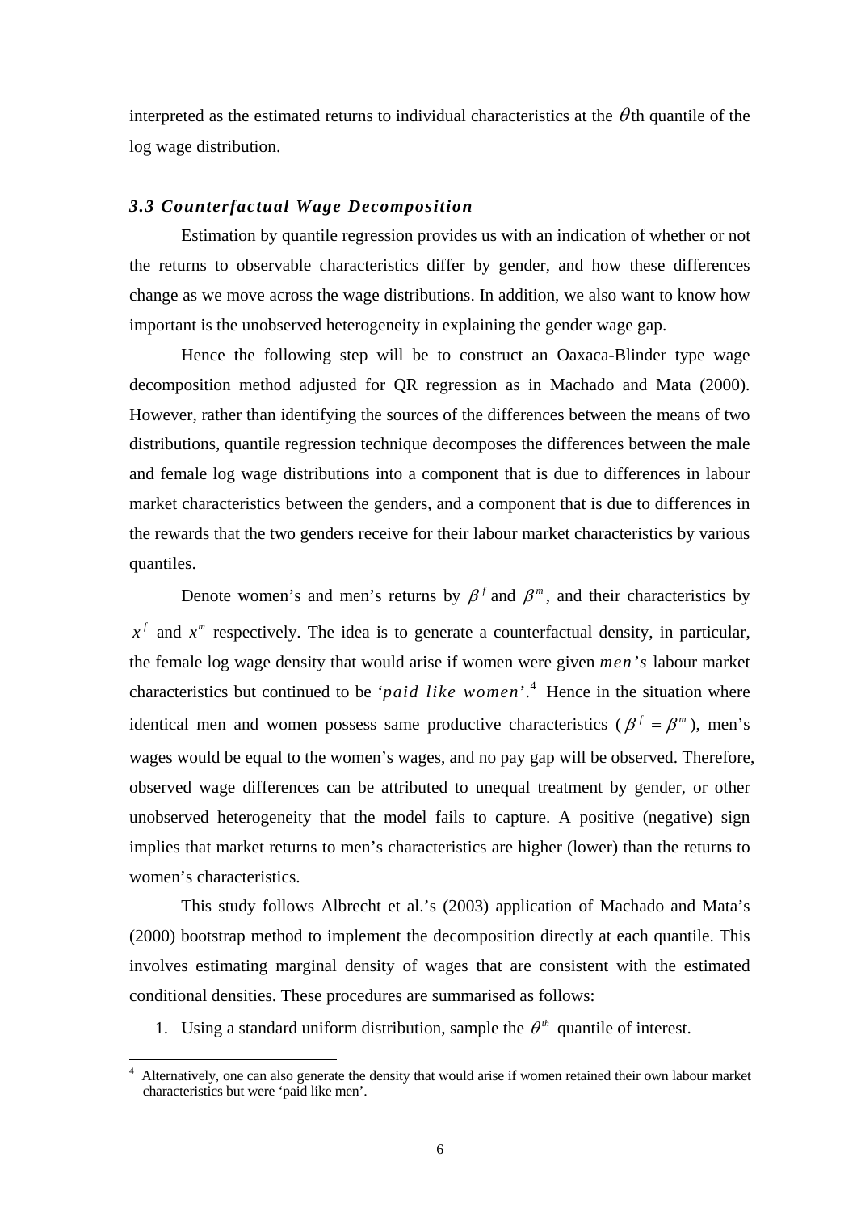interpreted as the estimated returns to individual characteristics at the $\theta$th quantile of the log wage distribution.

### *3.3 Counterfactual Wage Decomposition*

Estimation by quantile regression provides us with an indication of whether or not the returns to observable characteristics differ by gender, and how these differences change as we move across the wage distributions. In addition, we also want to know how important is the unobserved heterogeneity in explaining the gender wage gap.

Hence the following step will be to construct an Oaxaca-Blinder type wage decomposition method adjusted for QR regression as in Machado and Mata (2000). However, rather than identifying the sources of the differences between the means of two distributions, quantile regression technique decomposes the differences between the male and female log wage distributions into a component that is due to differences in labour market characteristics between the genders, and a component that is due to differences in the rewards that the two genders receive for their labour market characteristics by various quantiles.

Denote women's and men's returns by $\beta^f$ and $\beta^m$, and their characteristics by $x^f$ and $x^m$ respectively. The idea is to generate a counterfactual density, in particular, the female log wage density that would arise if women were given *men's* labour market characteristics but continued to be '*paid like women*'.[4] Hence in the situation where identical men and women possess same productive characteristics ($\beta^f = \beta^m$), men's wages would be equal to the women's wages, and no pay gap will be observed. Therefore, observed wage differences can be attributed to unequal treatment by gender, or other unobserved heterogeneity that the model fails to capture. A positive (negative) sign implies that market returns to men's characteristics are higher (lower) than the returns to women's characteristics.

This study follows Albrecht et al.'s (2003) application of Machado and Mata's (2000) bootstrap method to implement the decomposition directly at each quantile. This involves estimating marginal density of wages that are consistent with the estimated conditional densities. These procedures are summarised as follows:

1. Using a standard uniform distribution, sample the $\theta^{th}$ quantile of interest.

[4] Alternatively, one can also generate the density that would arise if women retained their own labour market characteristics but were 'paid like men'.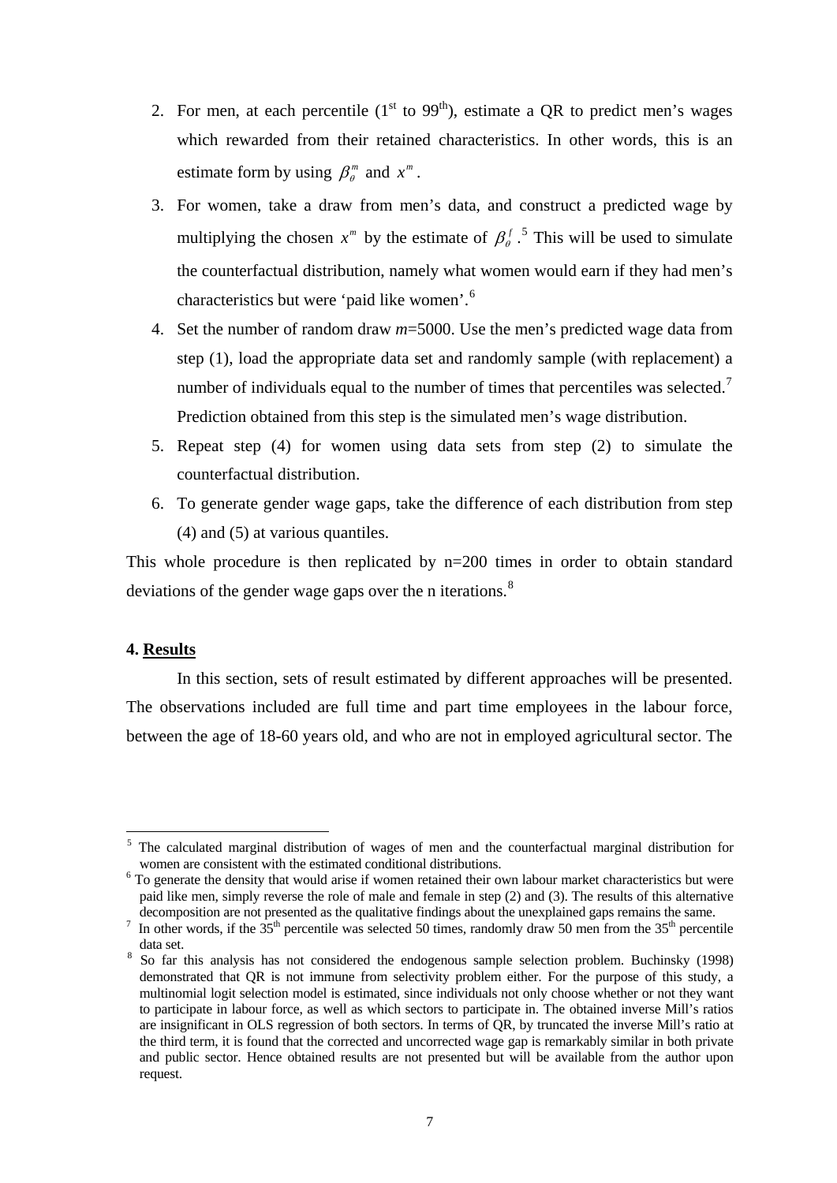2. For men, at each percentile (1st to 99th), estimate a QR to predict men's wages which rewarded from their retained characteristics. In other words, this is an estimate form by using $\beta_\theta^m$ and $x^m$.
3. For women, take a draw from men's data, and construct a predicted wage by multiplying the chosen $x^m$ by the estimate of $\beta_\theta^f$.[5] This will be used to simulate the counterfactual distribution, namely what women would earn if they had men's characteristics but were 'paid like women'.[6]
4. Set the number of random draw $m$=5000. Use the men's predicted wage data from step (1), load the appropriate data set and randomly sample (with replacement) a number of individuals equal to the number of times that percentiles was selected.[7] Prediction obtained from this step is the simulated men's wage distribution.
5. Repeat step (4) for women using data sets from step (2) to simulate the counterfactual distribution.
6. To generate gender wage gaps, take the difference of each distribution from step (4) and (5) at various quantiles.

This whole procedure is then replicated by n=200 times in order to obtain standard deviations of the gender wage gaps over the n iterations.[8]

## 4. Results

In this section, sets of result estimated by different approaches will be presented. The observations included are full time and part time employees in the labour force, between the age of 18-60 years old, and who are not in employed agricultural sector. The

---

[5] The calculated marginal distribution of wages of men and the counterfactual marginal distribution for women are consistent with the estimated conditional distributions.

[6] To generate the density that would arise if women retained their own labour market characteristics but were paid like men, simply reverse the role of male and female in step (2) and (3). The results of this alternative decomposition are not presented as the qualitative findings about the unexplained gaps remains the same.

[7] In other words, if the 35th percentile was selected 50 times, randomly draw 50 men from the 35th percentile data set.

[8] So far this analysis has not considered the endogenous sample selection problem. Buchinsky (1998) demonstrated that QR is not immune from selectivity problem either. For the purpose of this study, a multinomial logit selection model is estimated, since individuals not only choose whether or not they want to participate in labour force, as well as which sectors to participate in. The obtained inverse Mill's ratios are insignificant in OLS regression of both sectors. In terms of QR, by truncated the inverse Mill's ratio at the third term, it is found that the corrected and uncorrected wage gap is remarkably similar in both private and public sector. Hence obtained results are not presented but will be available from the author upon request.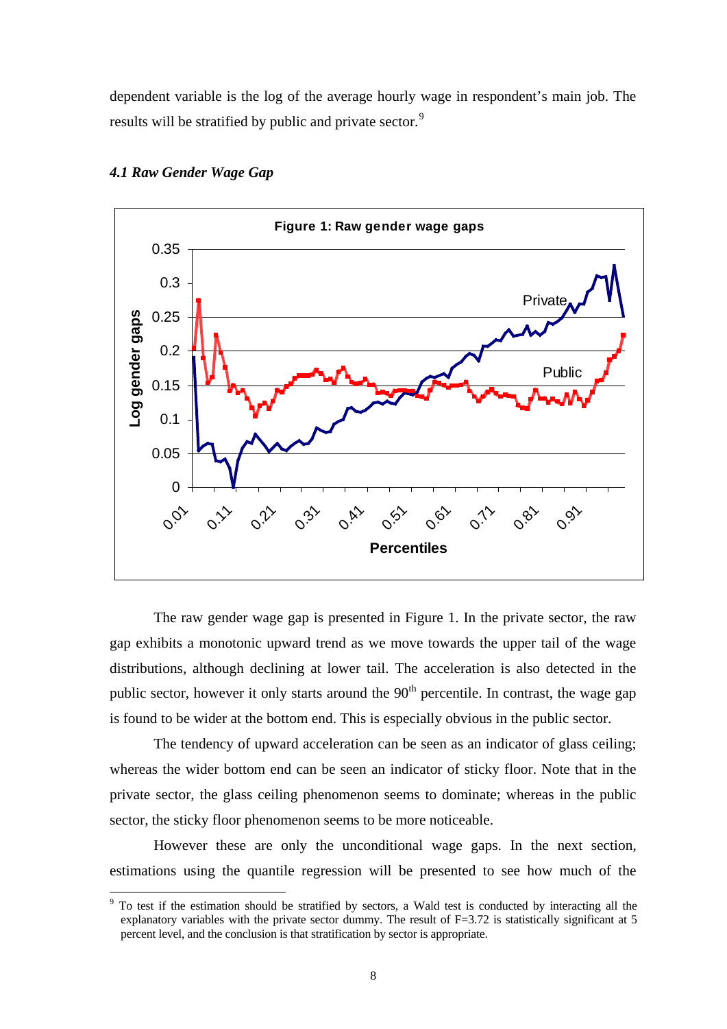dependent variable is the log of the average hourly wage in respondent's main job. The results will be stratified by public and private sector.[9]

### *4.1 Raw Gender Wage Gap*

**Figure 1: Raw gender wage gaps**

The raw gender wage gap is presented in Figure 1. In the private sector, the raw gap exhibits a monotonic upward trend as we move towards the upper tail of the wage distributions, although declining at lower tail. The acceleration is also detected in the public sector, however it only starts around the 90th percentile. In contrast, the wage gap is found to be wider at the bottom end. This is especially obvious in the public sector.

The tendency of upward acceleration can be seen as an indicator of glass ceiling; whereas the wider bottom end can be seen an indicator of sticky floor. Note that in the private sector, the glass ceiling phenomenon seems to dominate; whereas in the public sector, the sticky floor phenomenon seems to be more noticeable.

However these are only the unconditional wage gaps. In the next section, estimations using the quantile regression will be presented to see how much of the

---

[9] To test if the estimation should be stratified by sectors, a Wald test is conducted by interacting all the explanatory variables with the private sector dummy. The result of F=3.72 is statistically significant at 5 percent level, and the conclusion is that stratification by sector is appropriate.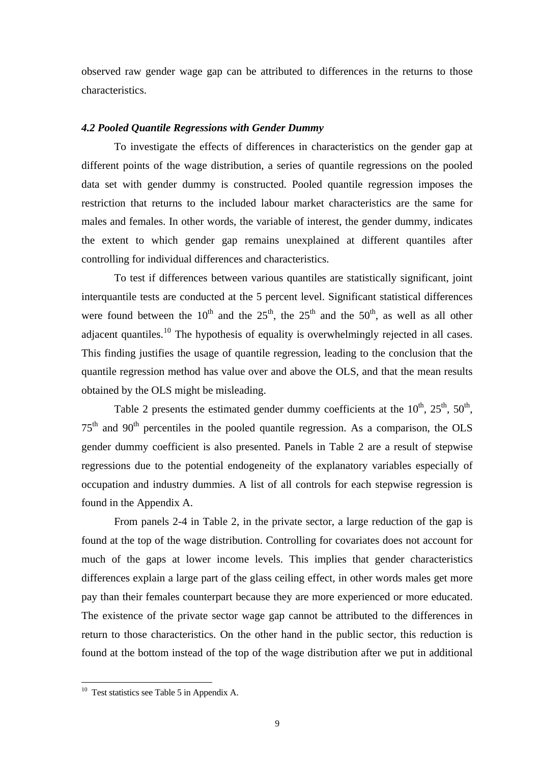observed raw gender wage gap can be attributed to differences in the returns to those characteristics.

### *4.2 Pooled Quantile Regressions with Gender Dummy*

To investigate the effects of differences in characteristics on the gender gap at different points of the wage distribution, a series of quantile regressions on the pooled data set with gender dummy is constructed. Pooled quantile regression imposes the restriction that returns to the included labour market characteristics are the same for males and females. In other words, the variable of interest, the gender dummy, indicates the extent to which gender gap remains unexplained at different quantiles after controlling for individual differences and characteristics.

To test if differences between various quantiles are statistically significant, joint interquantile tests are conducted at the 5 percent level. Significant statistical differences were found between the $10^{th}$ and the $25^{th}$, the $25^{th}$ and the $50^{th}$, as well as all other adjacent quantiles.[10] The hypothesis of equality is overwhelmingly rejected in all cases. This finding justifies the usage of quantile regression, leading to the conclusion that the quantile regression method has value over and above the OLS, and that the mean results obtained by the OLS might be misleading.

Table 2 presents the estimated gender dummy coefficients at the $10^{th}$, $25^{th}$, $50^{th}$, $75^{th}$ and $90^{th}$ percentiles in the pooled quantile regression. As a comparison, the OLS gender dummy coefficient is also presented. Panels in Table 2 are a result of stepwise regressions due to the potential endogeneity of the explanatory variables especially of occupation and industry dummies. A list of all controls for each stepwise regression is found in the Appendix A.

From panels 2-4 in Table 2, in the private sector, a large reduction of the gap is found at the top of the wage distribution. Controlling for covariates does not account for much of the gaps at lower income levels. This implies that gender characteristics differences explain a large part of the glass ceiling effect, in other words males get more pay than their females counterpart because they are more experienced or more educated. The existence of the private sector wage gap cannot be attributed to the differences in return to those characteristics. On the other hand in the public sector, this reduction is found at the bottom instead of the top of the wage distribution after we put in additional

---

[10] Test statistics see Table 5 in Appendix A.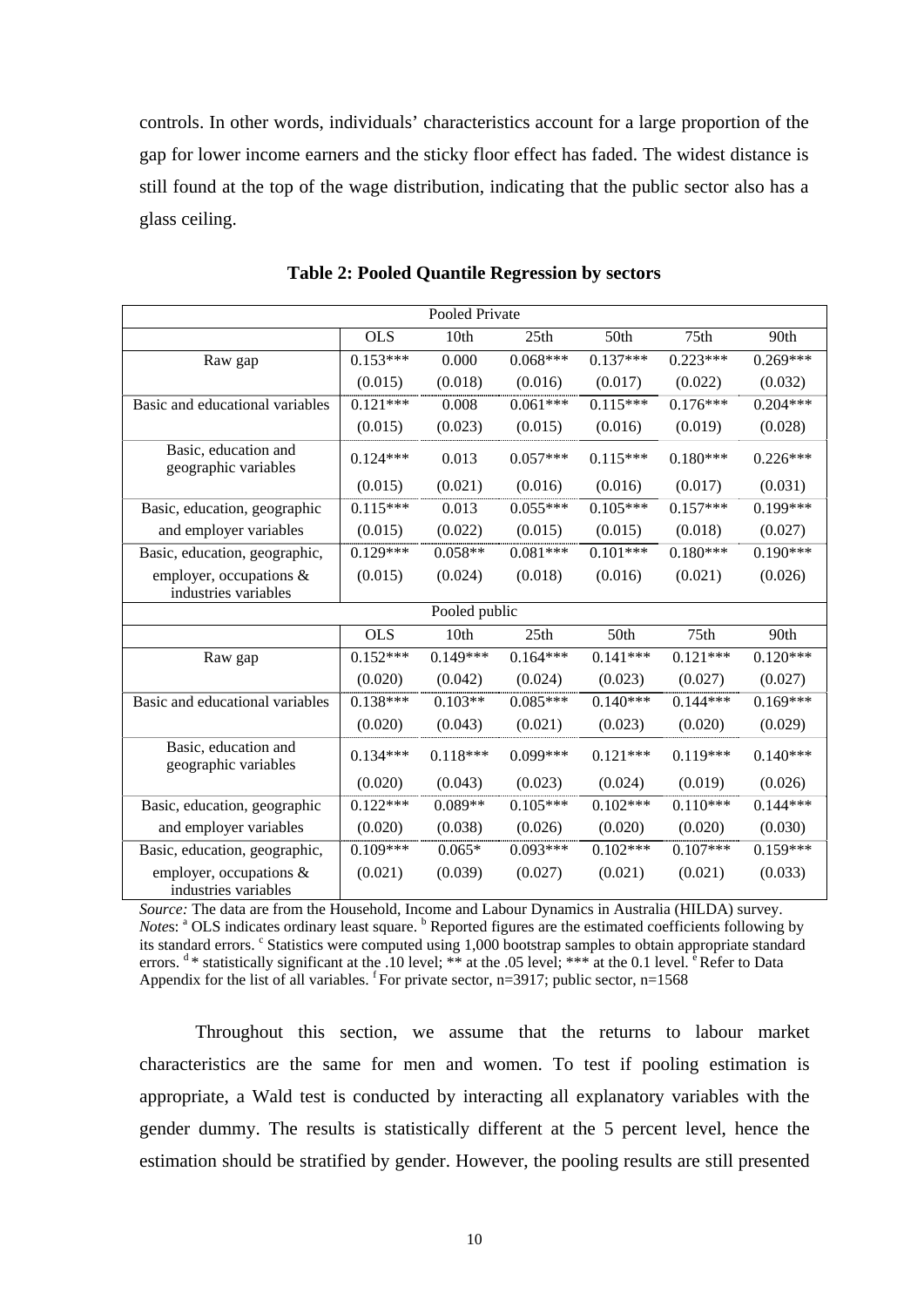controls. In other words, individuals' characteristics account for a large proportion of the gap for lower income earners and the sticky floor effect has faded. The widest distance is still found at the top of the wage distribution, indicating that the public sector also has a glass ceiling.

**Table 2: Pooled Quantile Regression by sectors**

| Pooled Private | | | | | | |
|---|---|---|---|---|---|---|
| | OLS | 10th | 25th | 50th | 75th | 90th |
| Raw gap | 0.153*** | 0.000 | 0.068*** | 0.137*** | 0.223*** | 0.269*** |
| | (0.015) | (0.018) | (0.016) | (0.017) | (0.022) | (0.032) |
| Basic and educational variables | 0.121*** | 0.008 | 0.061*** | 0.115*** | 0.176*** | 0.204*** |
| | (0.015) | (0.023) | (0.015) | (0.016) | (0.019) | (0.028) |
| Basic, education and geographic variables | 0.124*** | 0.013 | 0.057*** | 0.115*** | 0.180*** | 0.226*** |
| | (0.015) | (0.021) | (0.016) | (0.016) | (0.017) | (0.031) |
| Basic, education, geographic and employer variables | 0.115*** | 0.013 | 0.055*** | 0.105*** | 0.157*** | 0.199*** |
| | (0.015) | (0.022) | (0.015) | (0.015) | (0.018) | (0.027) |
| Basic, education, geographic, employer, occupations & industries variables | 0.129*** | 0.058** | 0.081*** | 0.101*** | 0.180*** | 0.190*** |
| | (0.015) | (0.024) | (0.018) | (0.016) | (0.021) | (0.026) |
| **Pooled public** | | | | | | |
| | OLS | 10th | 25th | 50th | 75th | 90th |
| Raw gap | 0.152*** | 0.149*** | 0.164*** | 0.141*** | 0.121*** | 0.120*** |
| | (0.020) | (0.042) | (0.024) | (0.023) | (0.027) | (0.027) |
| Basic and educational variables | 0.138*** | 0.103** | 0.085*** | 0.140*** | 0.144*** | 0.169*** |
| | (0.020) | (0.043) | (0.021) | (0.023) | (0.020) | (0.029) |
| Basic, education and geographic variables | 0.134*** | 0.118*** | 0.099*** | 0.121*** | 0.119*** | 0.140*** |
| | (0.020) | (0.043) | (0.023) | (0.024) | (0.019) | (0.026) |
| Basic, education, geographic and employer variables | 0.122*** | 0.089** | 0.105*** | 0.102*** | 0.110*** | 0.144*** |
| | (0.020) | (0.038) | (0.026) | (0.020) | (0.020) | (0.030) |
| Basic, education, geographic, employer, occupations & industries variables | 0.109*** | 0.065* | 0.093*** | 0.102*** | 0.107*** | 0.159*** |
| | (0.021) | (0.039) | (0.027) | (0.021) | (0.021) | (0.033) |

*Source:* The data are from the Household, Income and Labour Dynamics in Australia (HILDA) survey. *Notes*: [a] OLS indicates ordinary least square. [b] Reported figures are the estimated coefficients following by its standard errors. [c] Statistics were computed using 1,000 bootstrap samples to obtain appropriate standard errors. [d] * statistically significant at the .10 level; ** at the .05 level; *** at the 0.1 level. [e] Refer to Data Appendix for the list of all variables. [f] For private sector, n=3917; public sector, n=1568

Throughout this section, we assume that the returns to labour market characteristics are the same for men and women. To test if pooling estimation is appropriate, a Wald test is conducted by interacting all explanatory variables with the gender dummy. The results is statistically different at the 5 percent level, hence the estimation should be stratified by gender. However, the pooling results are still presented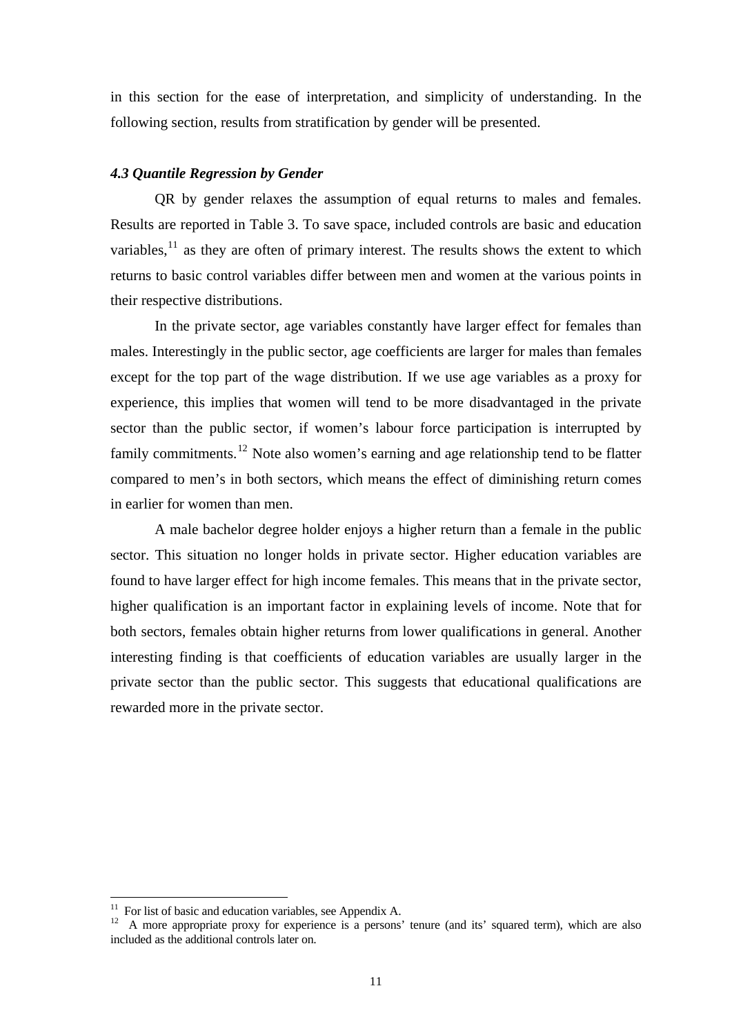in this section for the ease of interpretation, and simplicity of understanding. In the following section, results from stratification by gender will be presented.

### *4.3 Quantile Regression by Gender*

QR by gender relaxes the assumption of equal returns to males and females. Results are reported in Table 3. To save space, included controls are basic and education variables,[11] as they are often of primary interest. The results shows the extent to which returns to basic control variables differ between men and women at the various points in their respective distributions.

In the private sector, age variables constantly have larger effect for females than males. Interestingly in the public sector, age coefficients are larger for males than females except for the top part of the wage distribution. If we use age variables as a proxy for experience, this implies that women will tend to be more disadvantaged in the private sector than the public sector, if women's labour force participation is interrupted by family commitments.[12] Note also women's earning and age relationship tend to be flatter compared to men's in both sectors, which means the effect of diminishing return comes in earlier for women than men.

A male bachelor degree holder enjoys a higher return than a female in the public sector. This situation no longer holds in private sector. Higher education variables are found to have larger effect for high income females. This means that in the private sector, higher qualification is an important factor in explaining levels of income. Note that for both sectors, females obtain higher returns from lower qualifications in general. Another interesting finding is that coefficients of education variables are usually larger in the private sector than the public sector. This suggests that educational qualifications are rewarded more in the private sector.

---

[11] For list of basic and education variables, see Appendix A.

[12] A more appropriate proxy for experience is a persons' tenure (and its' squared term), which are also included as the additional controls later on.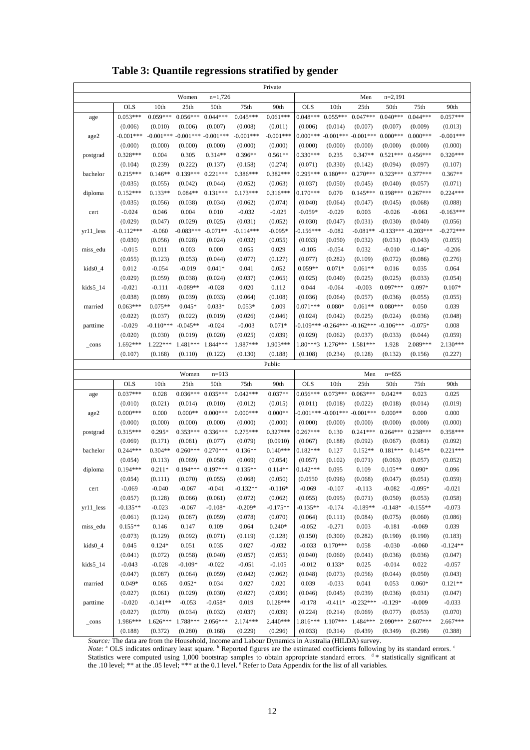# Table 3: Quantile regressions stratified by gender

| | Private | | | | | | | | | | | |
|---|---|---|---|---|---|---|---|---|---|---|---|---|
| | Women | n=1,726 | | | | | Men | n=2,191 | | | | |
| | OLS | 10th | 25th | 50th | 75th | 90th | OLS | 10th | 25th | 50th | 75th | 90th |
| age | 0.053*** | 0.059*** | 0.056*** | 0.044*** | 0.045*** | 0.061*** | 0.048*** | 0.055*** | 0.047*** | 0.040*** | 0.044*** | 0.057*** |
| | (0.006) | (0.010) | (0.006) | (0.007) | (0.008) | (0.011) | (0.006) | (0.014) | (0.007) | (0.007) | (0.009) | (0.013) |
| age2 | -0.001*** | -0.001*** | -0.001*** | -0.001*** | -0.001*** | -0.001*** | 0.000*** | -0.001*** | -0.001*** | 0.000*** | 0.000*** | -0.001*** |
| | (0.000) | (0.000) | (0.000) | (0.000) | (0.000) | (0.000) | (0.000) | (0.000) | (0.000) | (0.000) | (0.000) | (0.000) |
| postgrad | 0.328*** | 0.004 | 0.305 | 0.314** | 0.396** | 0.561** | 0.330*** | 0.235 | 0.347** | 0.521*** | 0.456*** | 0.320*** |
| | (0.104) | (0.239) | (0.222) | (0.137) | (0.158) | (0.274) | (0.071) | (0.330) | (0.142) | (0.094) | (0.097) | (0.107) |
| bachelor | 0.215*** | 0.146** | 0.139*** | 0.221*** | 0.386*** | 0.382*** | 0.295*** | 0.180*** | 0.270*** | 0.323*** | 0.377*** | 0.367** |
| | (0.035) | (0.055) | (0.042) | (0.044) | (0.052) | (0.063) | (0.037) | (0.050) | (0.045) | (0.040) | (0.057) | (0.071) |
| diploma | 0.152*** | 0.133** | 0.084** | 0.131*** | 0.173*** | 0.316*** | 0.170*** | 0.070 | 0.145*** | 0.198*** | 0.267*** | 0.224*** |
| | (0.035) | (0.056) | (0.038) | (0.034) | (0.062) | (0.074) | (0.040) | (0.064) | (0.047) | (0.045) | (0.068) | (0.088) |
| cert | -0.024 | 0.046 | 0.004 | 0.010 | -0.032 | -0.025 | -0.059* | -0.029 | 0.003 | -0.026 | -0.061 | -0.163*** |
| | (0.029) | (0.047) | (0.029) | (0.025) | (0.031) | (0.052) | (0.030) | (0.047) | (0.031) | (0.030) | (0.040) | (0.056) |
| yr11_less | -0.112*** | -0.060 | -0.083*** | -0.071** | -0.114*** | -0.095* | -0.156*** | -0.082 | -0.081** | -0.133*** | -0.203*** | -0.272*** |
| | (0.030) | (0.056) | (0.028) | (0.024) | (0.032) | (0.055) | (0.033) | (0.050) | (0.032) | (0.031) | (0.043) | (0.055) |
| miss_edu | -0.015 | 0.011 | 0.003 | 0.000 | 0.055 | 0.029 | -0.105 | -0.054 | 0.032 | -0.010 | -0.146* | -0.206 |
| | (0.055) | (0.123) | (0.053) | (0.044) | (0.077) | (0.127) | (0.077) | (0.282) | (0.109) | (0.072) | (0.086) | (0.276) |
| kids0_4 | 0.012 | -0.054 | -0.019 | 0.041* | 0.041 | 0.052 | 0.059** | 0.071* | 0.061** | 0.016 | 0.035 | 0.064 |
| | (0.029) | (0.059) | (0.038) | (0.024) | (0.037) | (0.065) | (0.025) | (0.040) | (0.025) | (0.025) | (0.033) | (0.054) |
| kids5_14 | -0.021 | -0.111 | -0.089** | -0.028 | 0.020 | 0.112 | 0.044 | -0.064 | -0.003 | 0.097*** | 0.097* | 0.107* |
| | (0.038) | (0.089) | (0.039) | (0.033) | (0.064) | (0.108) | (0.036) | (0.064) | (0.057) | (0.036) | (0.055) | (0.055) |
| married | 0.063*** | 0.075** | 0.045* | 0.033* | 0.053* | 0.009 | 0.071*** | 0.080* | 0.061** | 0.080*** | 0.050 | 0.039 |
| | (0.022) | (0.037) | (0.022) | (0.019) | (0.026) | (0.046) | (0.024) | (0.042) | (0.025) | (0.024) | (0.036) | (0.048) |
| parttime | -0.029 | -0.110*** | -0.045** | -0.024 | -0.003 | 0.071* | -0.109*** | -0.264*** | -0.162*** | -0.106*** | -0.075* | 0.008 |
| | (0.020) | (0.030) | (0.019) | (0.020) | (0.025) | (0.039) | (0.029) | (0.062) | (0.037) | (0.033) | (0.044) | (0.059) |
| _cons | 1.692*** | 1.222*** | 1.481*** | 1.844*** | 1.987*** | 1.903*** | 1.80***3 | 1.276*** | 1.581*** | 1.928 | 2.089*** | 2.130*** |
| | (0.107) | (0.168) | (0.110) | (0.122) | (0.130) | (0.188) | (0.108) | (0.234) | (0.128) | (0.132) | (0.156) | (0.227) |
| | Public | | | | | | | | | | | |
| | Women | n=913 | | | | | Men | n=655 | | | | |
| | OLS | 10th | 25th | 50th | 75th | 90th | OLS | 10th | 25th | 50th | 75th | 90th |
| age | 0.037*** | 0.028 | 0.036*** | 0.035*** | 0.042*** | 0.037** | 0.056*** | 0.073*** | 0.063*** | 0.042** | 0.023 | 0.025 |
| | (0.010) | (0.021) | (0.014) | (0.010) | (0.012) | (0.015) | (0.011) | (0.018) | (0.022) | (0.018) | (0.014) | (0.019) |
| age2 | 0.000*** | 0.000 | 0.000** | 0.000*** | 0.000*** | 0.000** | -0.001*** | -0.001*** | -0.001*** | 0.000** | 0.000 | 0.000 |
| | (0.000) | (0.000) | (0.000) | (0.000) | (0.000) | (0.000) | (0.000) | (0.000) | (0.000) | (0.000) | (0.000) | (0.000) |
| postgrad | 0.315*** | 0.295* | 0.353*** | 0.336*** | 0.275*** | 0.327*** | 0.267*** | 0.130 | 0.241*** | 0.264*** | 0.238*** | 0.358*** |
| | (0.069) | (0.171) | (0.081) | (0.077) | (0.079) | (0.0910) | (0.067) | (0.188) | (0.092) | (0.067) | (0.081) | (0.092) |
| bachelor | 0.244*** | 0.304** | 0.260*** | 0.270*** | 0.136** | 0.140*** | 0.182*** | 0.127 | 0.152** | 0.181*** | 0.145** | 0.221*** |
| | (0.054) | (0.113) | (0.069) | (0.058) | (0.069) | (0.054) | (0.057) | (0.102) | (0.071) | (0.063) | (0.057) | (0.052) |
| diploma | 0.194*** | 0.211* | 0.194*** | 0.197*** | 0.135** | 0.114** | 0.142*** | 0.095 | 0.109 | 0.105** | 0.090* | 0.096 |
| | (0.054) | (0.111) | (0.070) | (0.055) | (0.068) | (0.050) | (0.0550 | (0.096) | (0.068) | (0.047) | (0.051) | (0.059) |
| cert | -0.069 | -0.040 | -0.067 | -0.041 | -0.132** | -0.116* | -0.069 | -0.107 | -0.113 | -0.082 | -0.095* | -0.021 |
| | (0.057) | (0.128) | (0.066) | (0.061) | (0.072) | (0.062) | (0.055) | (0.095) | (0.071) | (0.050) | (0.053) | (0.058) |
| yr11_less | -0.135** | -0.023 | -0.067 | -0.108* | -0.209* | -0.175** | -0.135** | -0.174 | -0.189** | -0.148* | -0.155** | -0.073 |
| | (0.061) | (0.124) | (0.067) | (0.059) | (0.078) | (0.070) | (0.064) | (0.111) | (0.084) | (0.075) | (0.060) | (0.086) |
| miss_edu | 0.155** | 0.146 | 0.147 | 0.109 | 0.064 | 0.240* | -0.052 | -0.271 | 0.003 | -0.181 | -0.069 | 0.039 |
| | (0.073) | (0.129) | (0.092) | (0.071) | (0.119) | (0.128) | (0.150) | (0.300) | (0.282) | (0.190) | (0.190) | (0.183) |
| kids0_4 | 0.045 | 0.124* | 0.051 | 0.035 | 0.027 | -0.032 | -0.033 | 0.170*** | 0.058 | -0.030 | -0.060 | -0.124** |
| | (0.041) | (0.072) | (0.058) | (0.040) | (0.057) | (0.055) | (0.040) | (0.060) | (0.041) | (0.036) | (0.036) | (0.047) |
| kids5_14 | -0.043 | -0.028 | -0.109* | -0.022 | -0.051 | -0.105 | -0.012 | 0.133* | 0.025 | -0.014 | 0.022 | -0.057 |
| | (0.047) | (0.087) | (0.064) | (0.059) | (0.042) | (0.062) | (0.048) | (0.073) | (0.056) | (0.044) | (0.050) | (0.043) |
| married | 0.049* | 0.065 | 0.052* | 0.034 | 0.027 | 0.020 | 0.039 | -0.033 | 0.041 | 0.053 | 0.060* | 0.121** |
| | (0.027) | (0.061) | (0.029) | (0.030) | (0.027) | (0.036) | (0.046) | (0.045) | (0.039) | (0.036) | (0.031) | (0.047) |
| parttime | -0.020 | -0.141** | -0.053 | -0.058* | 0.019 | 0.128*** | -0.178 | -0.411* | -0.232*** | -0.129* | -0.009 | -0.033 |
| | (0.027) | (0.070) | (0.034) | (0.032) | (0.037) | (0.039) | (0.224) | (0.214) | (0.069) | (0.077) | (0.053) | (0.070) |
| _cons | 1.986*** | 1.626*** | 1.788*** | 2.056*** | 2.174*** | 2.440*** | 1.816*** | 1.107*** | 1.484*** | 2.090*** | 2.607*** | 2.667*** |
| | (0.188) | (0.372) | (0.280) | (0.168) | (0.229) | (0.296) | (0.033) | (0.314) | (0.439) | (0.349) | (0.298) | (0.388) |

*Source:* The data are from the Household, Income and Labour Dynamics in Australia (HILDA) survey.
*Note*: [a] OLS indicates ordinary least square. [b] Reported figures are the estimated coefficients following by its standard errors. [c] Statistics were computed using 1,000 bootstrap samples to obtain appropriate standard errors. [d] * statistically significant at the .10 level; ** at the .05 level; *** at the 0.1 level. [e] Refer to Data Appendix for the list of all variables.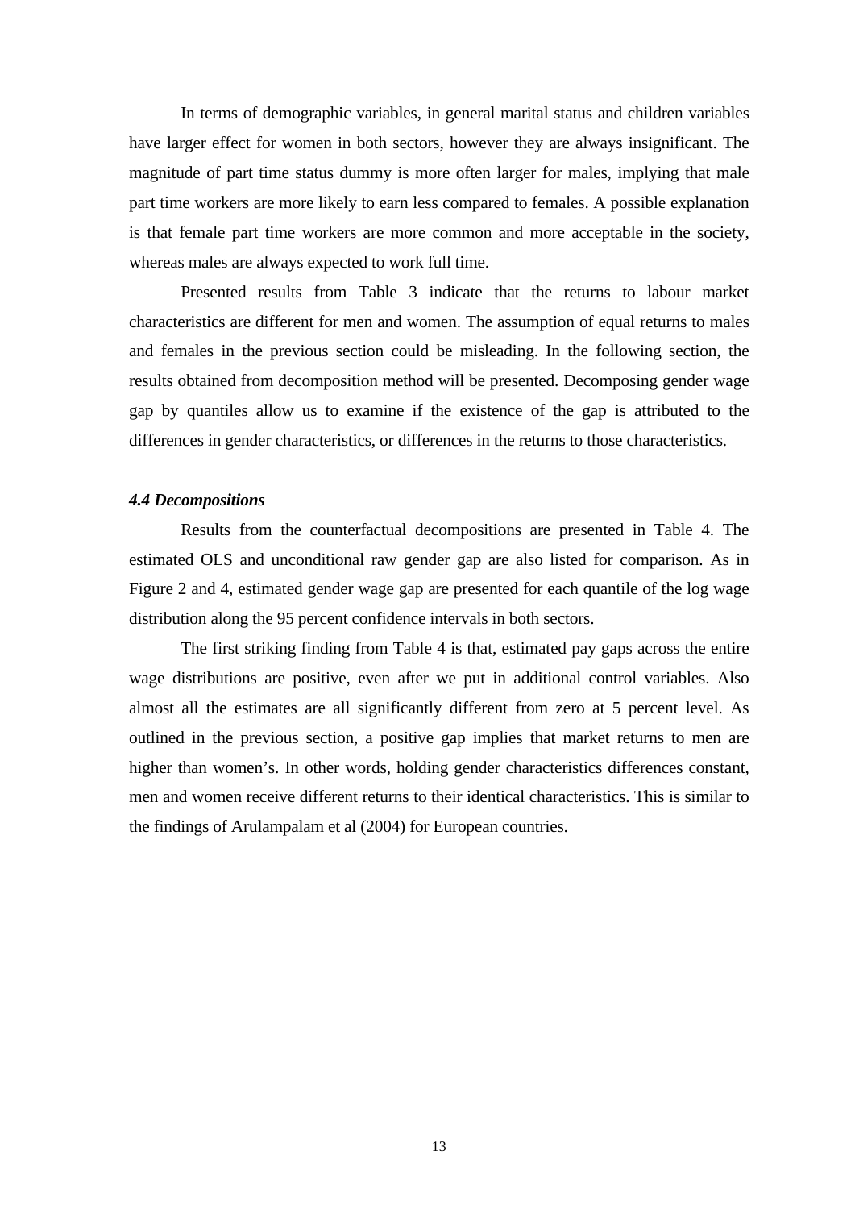In terms of demographic variables, in general marital status and children variables have larger effect for women in both sectors, however they are always insignificant. The magnitude of part time status dummy is more often larger for males, implying that male part time workers are more likely to earn less compared to females. A possible explanation is that female part time workers are more common and more acceptable in the society, whereas males are always expected to work full time.

Presented results from Table 3 indicate that the returns to labour market characteristics are different for men and women. The assumption of equal returns to males and females in the previous section could be misleading. In the following section, the results obtained from decomposition method will be presented. Decomposing gender wage gap by quantiles allow us to examine if the existence of the gap is attributed to the differences in gender characteristics, or differences in the returns to those characteristics.

### *4.4 Decompositions*

Results from the counterfactual decompositions are presented in Table 4. The estimated OLS and unconditional raw gender gap are also listed for comparison. As in Figure 2 and 4, estimated gender wage gap are presented for each quantile of the log wage distribution along the 95 percent confidence intervals in both sectors.

The first striking finding from Table 4 is that, estimated pay gaps across the entire wage distributions are positive, even after we put in additional control variables. Also almost all the estimates are all significantly different from zero at 5 percent level. As outlined in the previous section, a positive gap implies that market returns to men are higher than women's. In other words, holding gender characteristics differences constant, men and women receive different returns to their identical characteristics. This is similar to the findings of Arulampalam et al (2004) for European countries.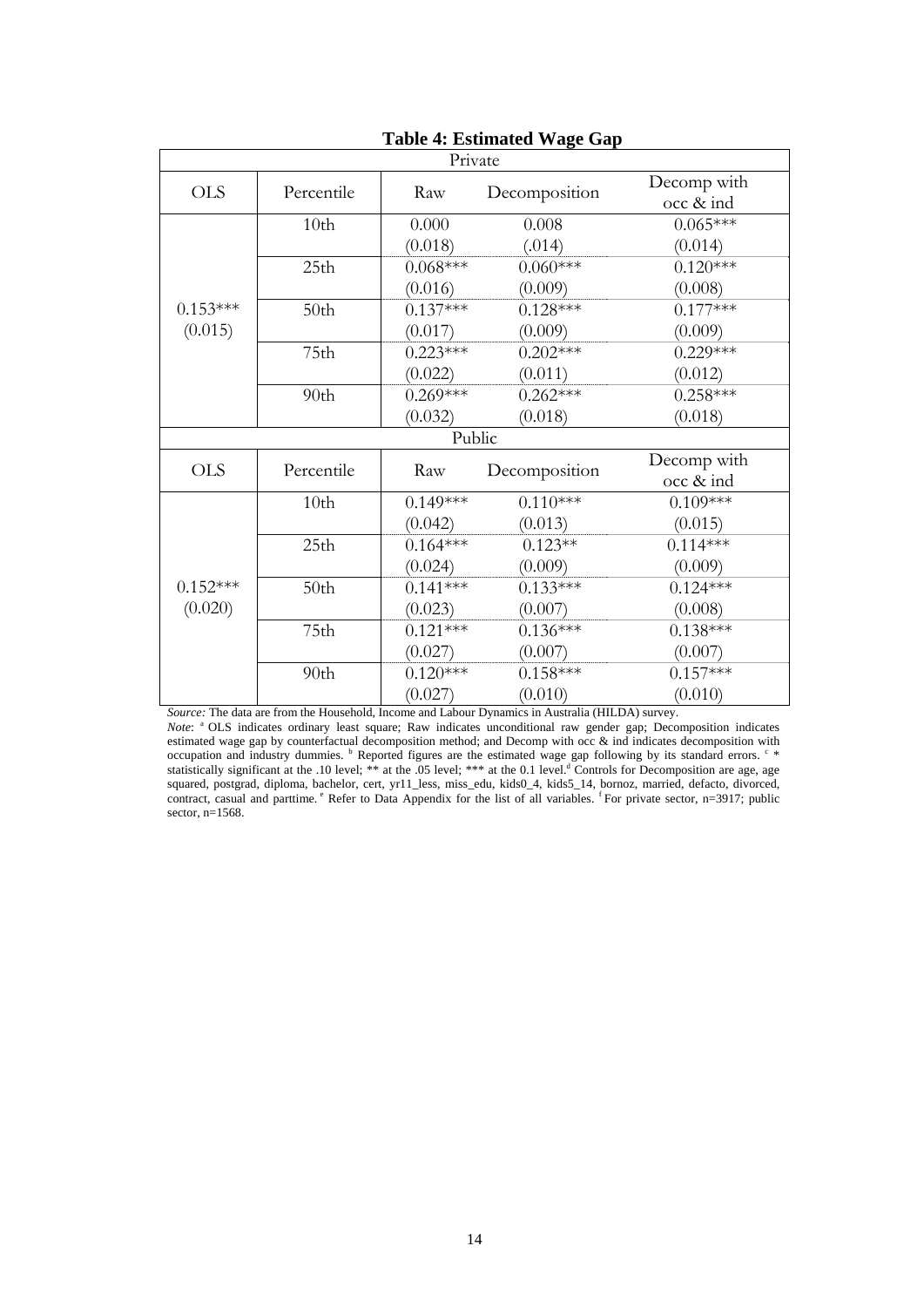**Table 4: Estimated Wage Gap**

| Private | | | | |
|---|---|---|---|---|
| OLS | Percentile | Raw | Decomposition | Decomp with occ & ind |
| 0.153*** (0.015) | 10th | 0.000 (0.018) | 0.008 (.014) | 0.065*** (0.014) |
| | 25th | 0.068*** (0.016) | 0.060*** (0.009) | 0.120*** (0.008) |
| | 50th | 0.137*** (0.017) | 0.128*** (0.009) | 0.177*** (0.009) |
| | 75th | 0.223*** (0.022) | 0.202*** (0.011) | 0.229*** (0.012) |
| | 90th | 0.269*** (0.032) | 0.262*** (0.018) | 0.258*** (0.018) |
| **Public** | | | | |
| OLS | Percentile | Raw | Decomposition | Decomp with occ & ind |
| 0.152*** (0.020) | 10th | 0.149*** (0.042) | 0.110*** (0.013) | 0.109*** (0.015) |
| | 25th | 0.164*** (0.024) | 0.123** (0.009) | 0.114*** (0.009) |
| | 50th | 0.141*** (0.023) | 0.133*** (0.007) | 0.124*** (0.008) |
| | 75th | 0.121*** (0.027) | 0.136*** (0.007) | 0.138*** (0.007) |
| | 90th | 0.120*** (0.027) | 0.158*** (0.010) | 0.157*** (0.010) |

*Source:* The data are from the Household, Income and Labour Dynamics in Australia (HILDA) survey.

*Note*: [a] OLS indicates ordinary least square; Raw indicates unconditional raw gender gap; Decomposition indicates estimated wage gap by counterfactual decomposition method; and Decomp with occ & ind indicates decomposition with occupation and industry dummies. [b] Reported figures are the estimated wage gap following by its standard errors. [c] * statistically significant at the .10 level; ** at the .05 level; *** at the 0.1 level.[d] Controls for Decomposition are age, age squared, postgrad, diploma, bachelor, cert, yr11_less, miss_edu, kids0_4, kids5_14, bornoz, married, defacto, divorced, contract, casual and parttime. [e] Refer to Data Appendix for the list of all variables. [f] For private sector, n=3917; public sector, n=1568.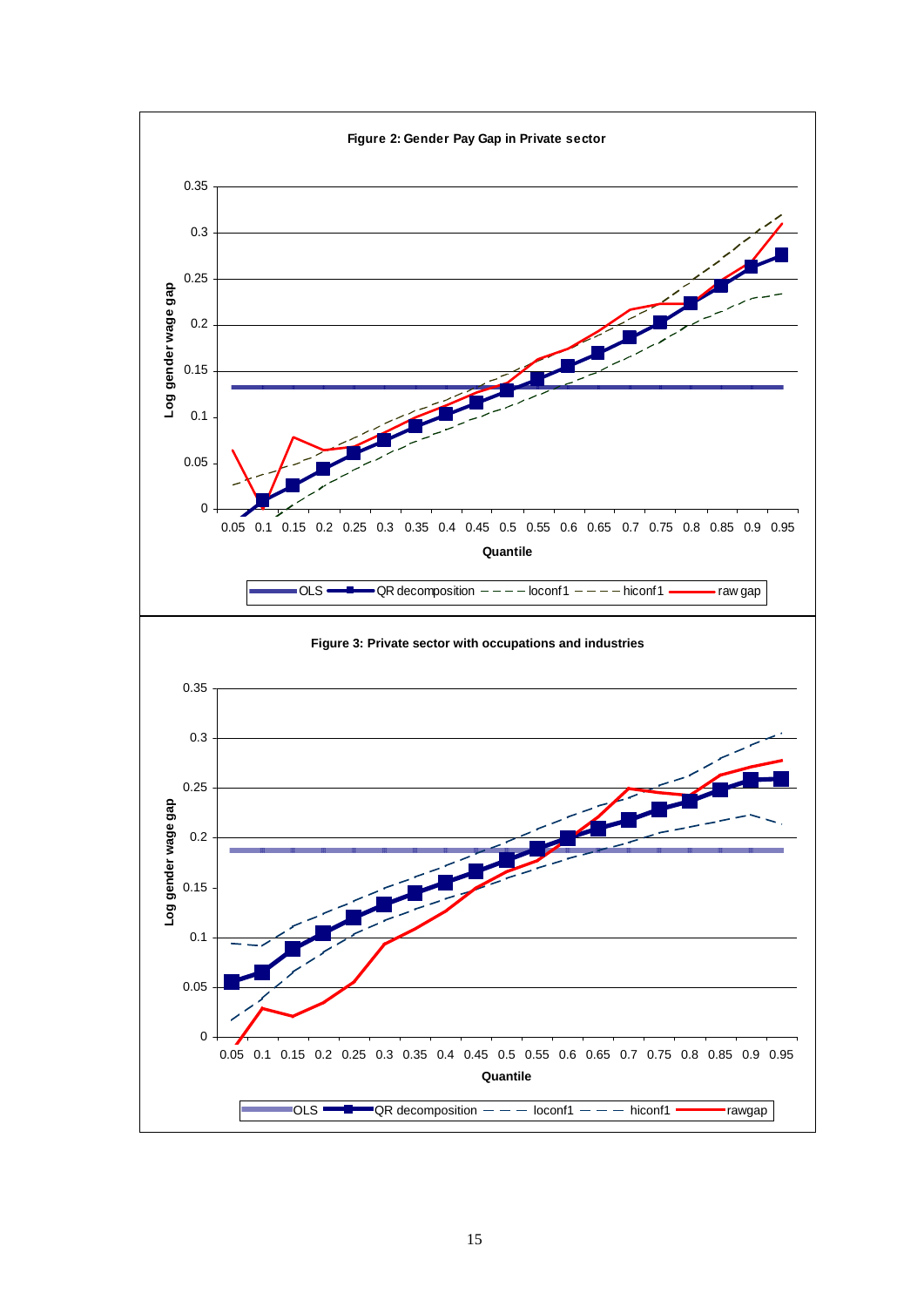**Figure 2: Gender Pay Gap in Private sector**

**Figure 3: Private sector with occupations and industries**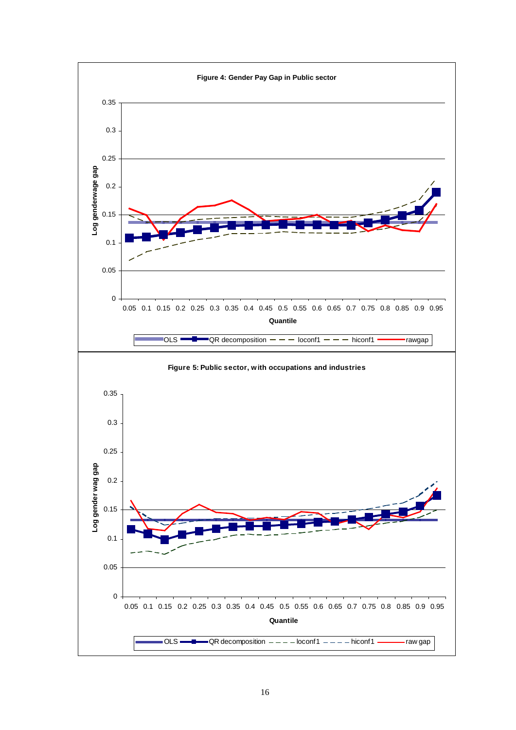**Figure 4: Gender Pay Gap in Public sector**

**Figure 5: Public sector, with occupations and industries**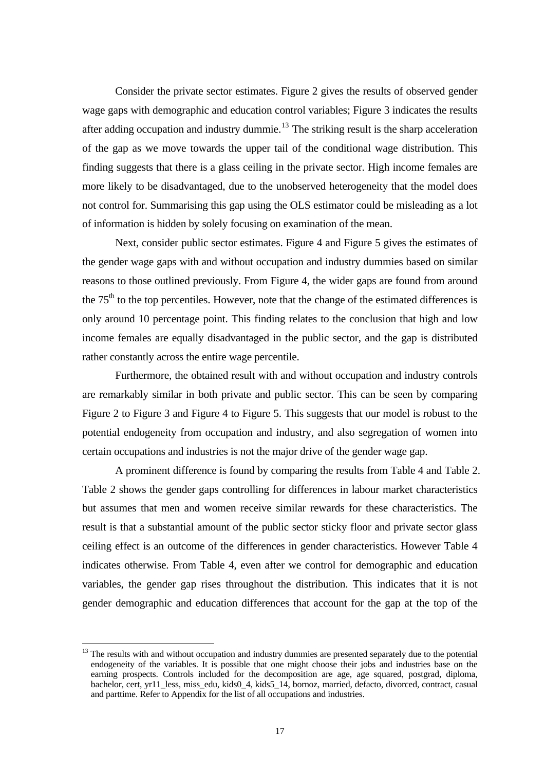Consider the private sector estimates. Figure 2 gives the results of observed gender wage gaps with demographic and education control variables; Figure 3 indicates the results after adding occupation and industry dummie.[13] The striking result is the sharp acceleration of the gap as we move towards the upper tail of the conditional wage distribution. This finding suggests that there is a glass ceiling in the private sector. High income females are more likely to be disadvantaged, due to the unobserved heterogeneity that the model does not control for. Summarising this gap using the OLS estimator could be misleading as a lot of information is hidden by solely focusing on examination of the mean.

Next, consider public sector estimates. Figure 4 and Figure 5 gives the estimates of the gender wage gaps with and without occupation and industry dummies based on similar reasons to those outlined previously. From Figure 4, the wider gaps are found from around the 75th to the top percentiles. However, note that the change of the estimated differences is only around 10 percentage point. This finding relates to the conclusion that high and low income females are equally disadvantaged in the public sector, and the gap is distributed rather constantly across the entire wage percentile.

Furthermore, the obtained result with and without occupation and industry controls are remarkably similar in both private and public sector. This can be seen by comparing Figure 2 to Figure 3 and Figure 4 to Figure 5. This suggests that our model is robust to the potential endogeneity from occupation and industry, and also segregation of women into certain occupations and industries is not the major drive of the gender wage gap.

A prominent difference is found by comparing the results from Table 4 and Table 2. Table 2 shows the gender gaps controlling for differences in labour market characteristics but assumes that men and women receive similar rewards for these characteristics. The result is that a substantial amount of the public sector sticky floor and private sector glass ceiling effect is an outcome of the differences in gender characteristics. However Table 4 indicates otherwise. From Table 4, even after we control for demographic and education variables, the gender gap rises throughout the distribution. This indicates that it is not gender demographic and education differences that account for the gap at the top of the

[13] The results with and without occupation and industry dummies are presented separately due to the potential endogeneity of the variables. It is possible that one might choose their jobs and industries base on the earning prospects. Controls included for the decomposition are age, age squared, postgrad, diploma, bachelor, cert, yr11_less, miss_edu, kids0_4, kids5_14, bornoz, married, defacto, divorced, contract, casual and parttime. Refer to Appendix for the list of all occupations and industries.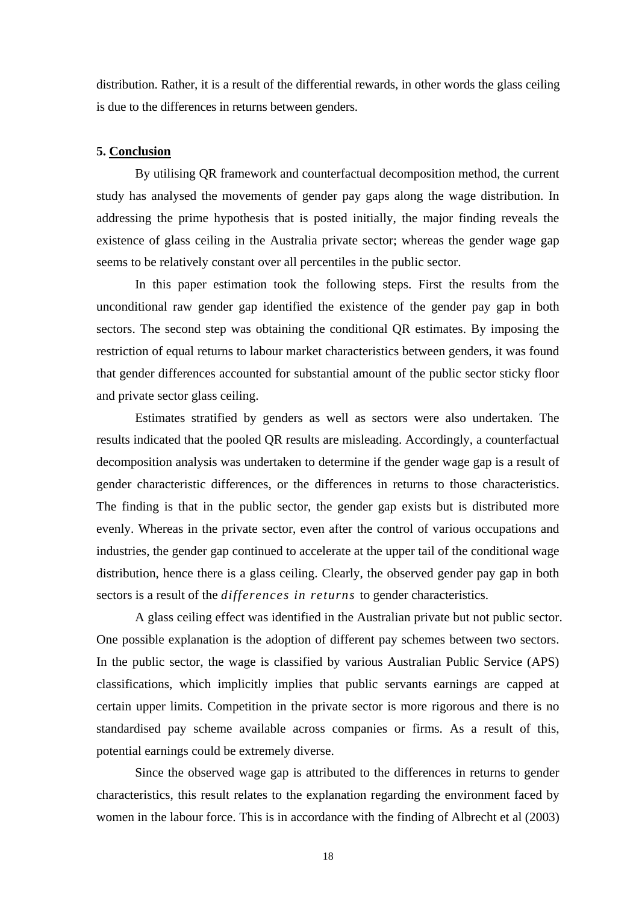distribution. Rather, it is a result of the differential rewards, in other words the glass ceiling is due to the differences in returns between genders.

## 5. Conclusion

By utilising QR framework and counterfactual decomposition method, the current study has analysed the movements of gender pay gaps along the wage distribution. In addressing the prime hypothesis that is posted initially, the major finding reveals the existence of glass ceiling in the Australia private sector; whereas the gender wage gap seems to be relatively constant over all percentiles in the public sector.

In this paper estimation took the following steps. First the results from the unconditional raw gender gap identified the existence of the gender pay gap in both sectors. The second step was obtaining the conditional QR estimates. By imposing the restriction of equal returns to labour market characteristics between genders, it was found that gender differences accounted for substantial amount of the public sector sticky floor and private sector glass ceiling.

Estimates stratified by genders as well as sectors were also undertaken. The results indicated that the pooled QR results are misleading. Accordingly, a counterfactual decomposition analysis was undertaken to determine if the gender wage gap is a result of gender characteristic differences, or the differences in returns to those characteristics. The finding is that in the public sector, the gender gap exists but is distributed more evenly. Whereas in the private sector, even after the control of various occupations and industries, the gender gap continued to accelerate at the upper tail of the conditional wage distribution, hence there is a glass ceiling. Clearly, the observed gender pay gap in both sectors is a result of the *differences in returns* to gender characteristics.

A glass ceiling effect was identified in the Australian private but not public sector. One possible explanation is the adoption of different pay schemes between two sectors. In the public sector, the wage is classified by various Australian Public Service (APS) classifications, which implicitly implies that public servants earnings are capped at certain upper limits. Competition in the private sector is more rigorous and there is no standardised pay scheme available across companies or firms. As a result of this, potential earnings could be extremely diverse.

Since the observed wage gap is attributed to the differences in returns to gender characteristics, this result relates to the explanation regarding the environment faced by women in the labour force. This is in accordance with the finding of Albrecht et al (2003)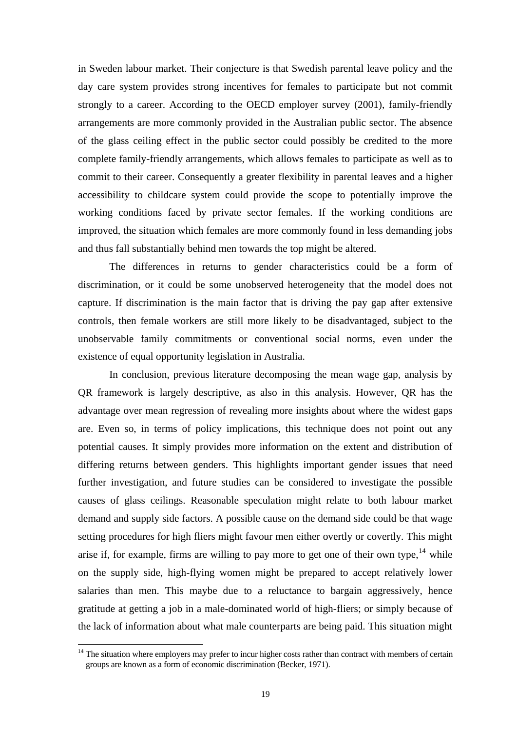in Sweden labour market. Their conjecture is that Swedish parental leave policy and the day care system provides strong incentives for females to participate but not commit strongly to a career. According to the OECD employer survey (2001), family-friendly arrangements are more commonly provided in the Australian public sector. The absence of the glass ceiling effect in the public sector could possibly be credited to the more complete family-friendly arrangements, which allows females to participate as well as to commit to their career. Consequently a greater flexibility in parental leaves and a higher accessibility to childcare system could provide the scope to potentially improve the working conditions faced by private sector females. If the working conditions are improved, the situation which females are more commonly found in less demanding jobs and thus fall substantially behind men towards the top might be altered.

The differences in returns to gender characteristics could be a form of discrimination, or it could be some unobserved heterogeneity that the model does not capture. If discrimination is the main factor that is driving the pay gap after extensive controls, then female workers are still more likely to be disadvantaged, subject to the unobservable family commitments or conventional social norms, even under the existence of equal opportunity legislation in Australia.

In conclusion, previous literature decomposing the mean wage gap, analysis by QR framework is largely descriptive, as also in this analysis. However, QR has the advantage over mean regression of revealing more insights about where the widest gaps are. Even so, in terms of policy implications, this technique does not point out any potential causes. It simply provides more information on the extent and distribution of differing returns between genders. This highlights important gender issues that need further investigation, and future studies can be considered to investigate the possible causes of glass ceilings. Reasonable speculation might relate to both labour market demand and supply side factors. A possible cause on the demand side could be that wage setting procedures for high fliers might favour men either overtly or covertly. This might arise if, for example, firms are willing to pay more to get one of their own type,[14] while on the supply side, high-flying women might be prepared to accept relatively lower salaries than men. This maybe due to a reluctance to bargain aggressively, hence gratitude at getting a job in a male-dominated world of high-fliers; or simply because of the lack of information about what male counterparts are being paid. This situation might

[14] The situation where employers may prefer to incur higher costs rather than contract with members of certain groups are known as a form of economic discrimination (Becker, 1971).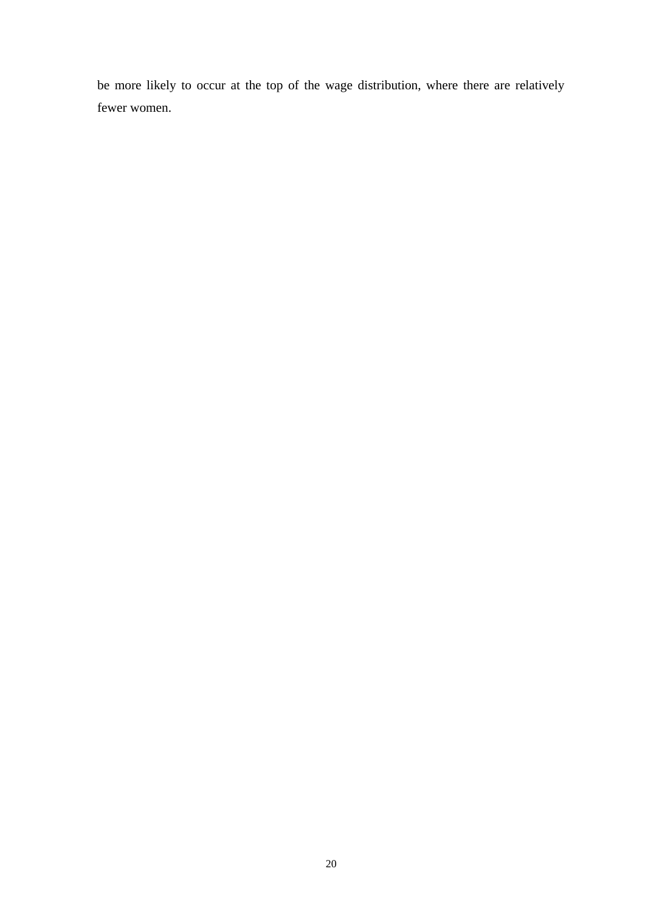be more likely to occur at the top of the wage distribution, where there are relatively fewer women.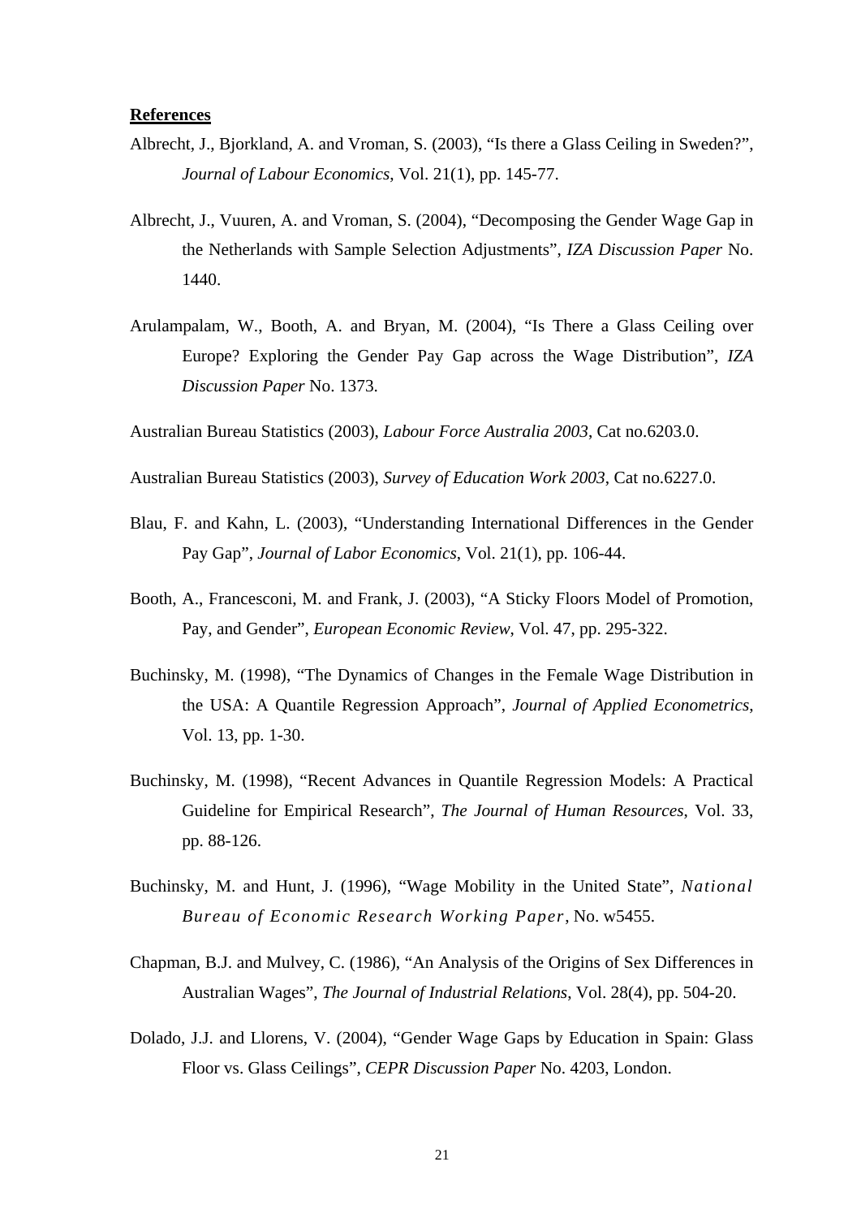**References**

Albrecht, J., Bjorkland, A. and Vroman, S. (2003), "Is there a Glass Ceiling in Sweden?", *Journal of Labour Economics*, Vol. 21(1), pp. 145-77.

Albrecht, J., Vuuren, A. and Vroman, S. (2004), "Decomposing the Gender Wage Gap in the Netherlands with Sample Selection Adjustments", *IZA Discussion Paper* No. 1440.

Arulampalam, W., Booth, A. and Bryan, M. (2004), "Is There a Glass Ceiling over Europe? Exploring the Gender Pay Gap across the Wage Distribution", *IZA Discussion Paper* No. 1373.

Australian Bureau Statistics (2003), *Labour Force Australia 2003*, Cat no.6203.0.

Australian Bureau Statistics (2003), *Survey of Education Work 2003*, Cat no.6227.0.

Blau, F. and Kahn, L. (2003), "Understanding International Differences in the Gender Pay Gap", *Journal of Labor Economics*, Vol. 21(1), pp. 106-44.

Booth, A., Francesconi, M. and Frank, J. (2003), "A Sticky Floors Model of Promotion, Pay, and Gender", *European Economic Review*, Vol. 47, pp. 295-322.

Buchinsky, M. (1998), "The Dynamics of Changes in the Female Wage Distribution in the USA: A Quantile Regression Approach", *Journal of Applied Econometrics*, Vol. 13, pp. 1-30.

Buchinsky, M. (1998), "Recent Advances in Quantile Regression Models: A Practical Guideline for Empirical Research", *The Journal of Human Resources*, Vol. 33, pp. 88-126.

Buchinsky, M. and Hunt, J. (1996), "Wage Mobility in the United State", *National Bureau of Economic Research Working Paper*, No. w5455.

Chapman, B.J. and Mulvey, C. (1986), "An Analysis of the Origins of Sex Differences in Australian Wages", *The Journal of Industrial Relations*, Vol. 28(4), pp. 504-20.

Dolado, J.J. and Llorens, V. (2004), "Gender Wage Gaps by Education in Spain: Glass Floor vs. Glass Ceilings", *CEPR Discussion Paper* No. 4203, London.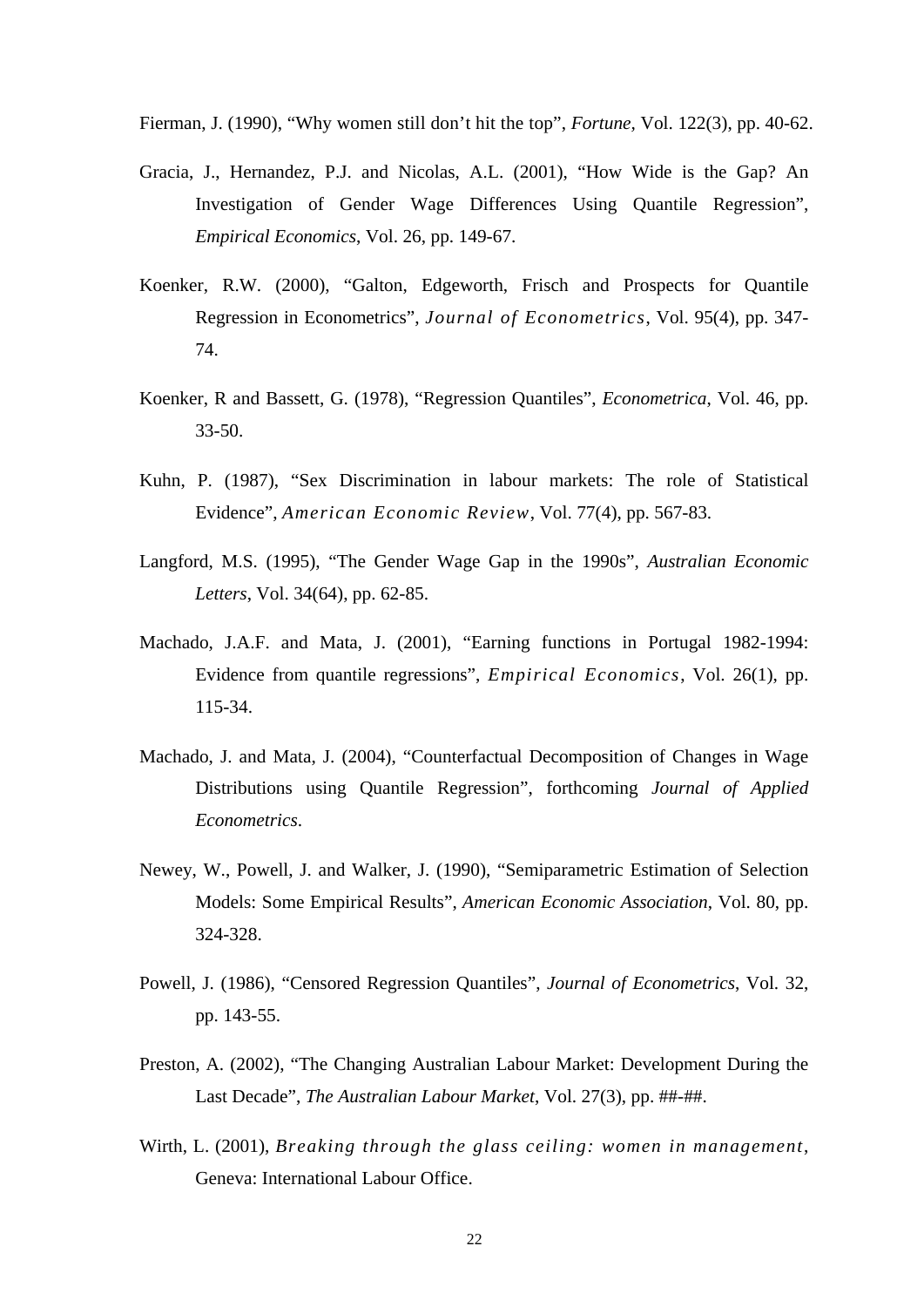Fierman, J. (1990), “Why women still don’t hit the top”, *Fortune*, Vol. 122(3), pp. 40-62.

Gracia, J., Hernandez, P.J. and Nicolas, A.L. (2001), “How Wide is the Gap? An Investigation of Gender Wage Differences Using Quantile Regression”, *Empirical Economics*, Vol. 26, pp. 149-67.

Koenker, R.W. (2000), “Galton, Edgeworth, Frisch and Prospects for Quantile Regression in Econometrics”, *Journal of Econometrics*, Vol. 95(4), pp. 347-74.

Koenker, R and Bassett, G. (1978), “Regression Quantiles”, *Econometrica*, Vol. 46, pp. 33-50.

Kuhn, P. (1987), “Sex Discrimination in labour markets: The role of Statistical Evidence”, *American Economic Review*, Vol. 77(4), pp. 567-83.

Langford, M.S. (1995), “The Gender Wage Gap in the 1990s”, *Australian Economic Letters*, Vol. 34(64), pp. 62-85.

Machado, J.A.F. and Mata, J. (2001), “Earning functions in Portugal 1982-1994: Evidence from quantile regressions”, *Empirical Economics*, Vol. 26(1), pp. 115-34.

Machado, J. and Mata, J. (2004), “Counterfactual Decomposition of Changes in Wage Distributions using Quantile Regression”, forthcoming *Journal of Applied Econometrics*.

Newey, W., Powell, J. and Walker, J. (1990), “Semiparametric Estimation of Selection Models: Some Empirical Results”, *American Economic Association*, Vol. 80, pp. 324-328.

Powell, J. (1986), “Censored Regression Quantiles”, *Journal of Econometrics*, Vol. 32, pp. 143-55.

Preston, A. (2002), “The Changing Australian Labour Market: Development During the Last Decade”, *The Australian Labour Market*, Vol. 27(3), pp. ##-##.

Wirth, L. (2001), *Breaking through the glass ceiling: women in management*, Geneva: International Labour Office.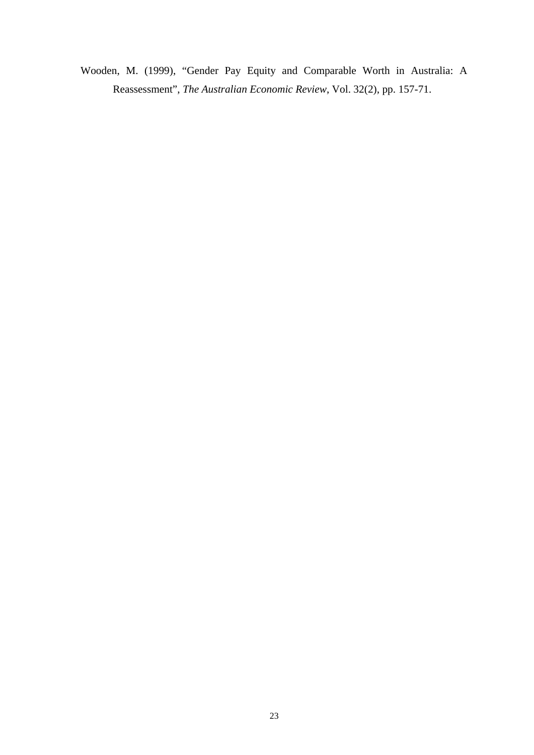Wooden, M. (1999), "Gender Pay Equity and Comparable Worth in Australia: A Reassessment", *The Australian Economic Review*, Vol. 32(2), pp. 157-71.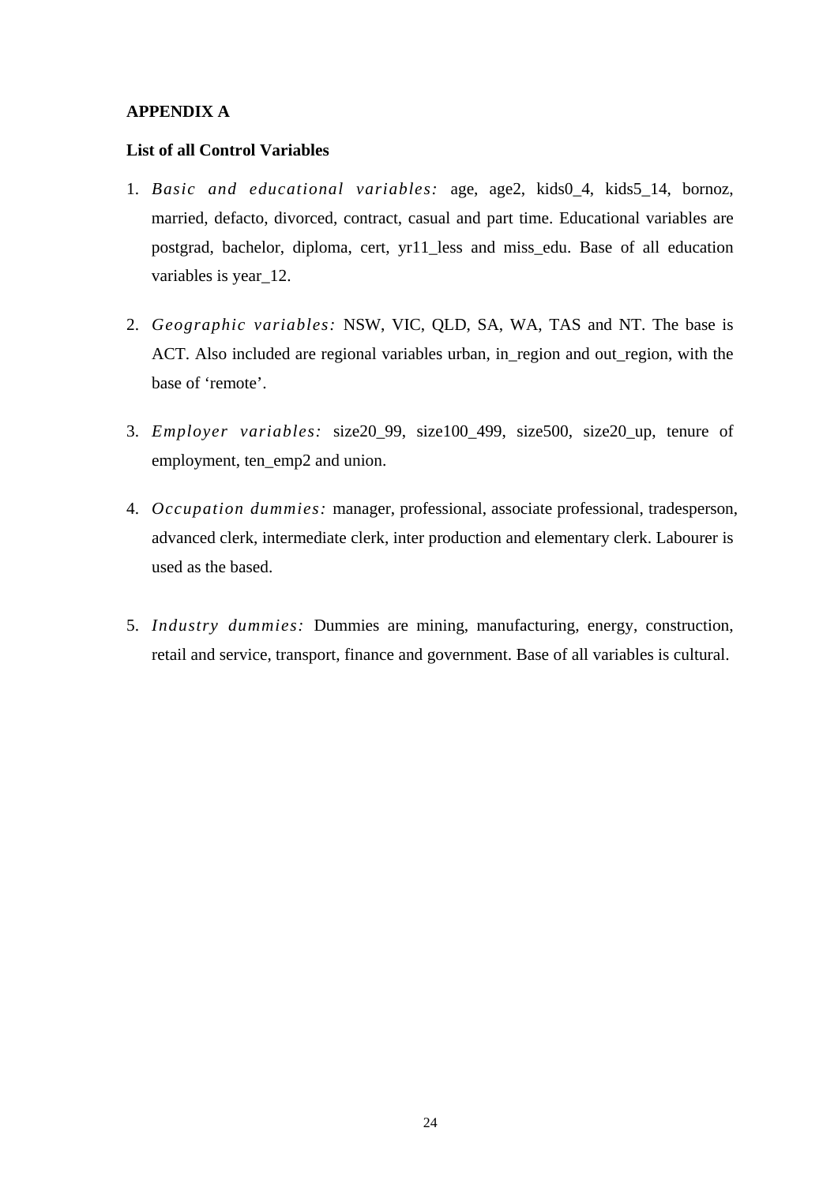**APPENDIX A**

**List of all Control Variables**

1. *Basic and educational variables:* age, age2, kids0_4, kids5_14, bornoz, married, defacto, divorced, contract, casual and part time. Educational variables are postgrad, bachelor, diploma, cert, yr11_less and miss_edu. Base of all education variables is year_12.

2. *Geographic variables:* NSW, VIC, QLD, SA, WA, TAS and NT. The base is ACT. Also included are regional variables urban, in_region and out_region, with the base of 'remote'.

3. *Employer variables:* size20_99, size100_499, size500, size20_up, tenure of employment, ten_emp2 and union.

4. *Occupation dummies:* manager, professional, associate professional, tradesperson, advanced clerk, intermediate clerk, inter production and elementary clerk. Labourer is used as the based.

5. *Industry dummies:* Dummies are mining, manufacturing, energy, construction, retail and service, transport, finance and government. Base of all variables is cultural.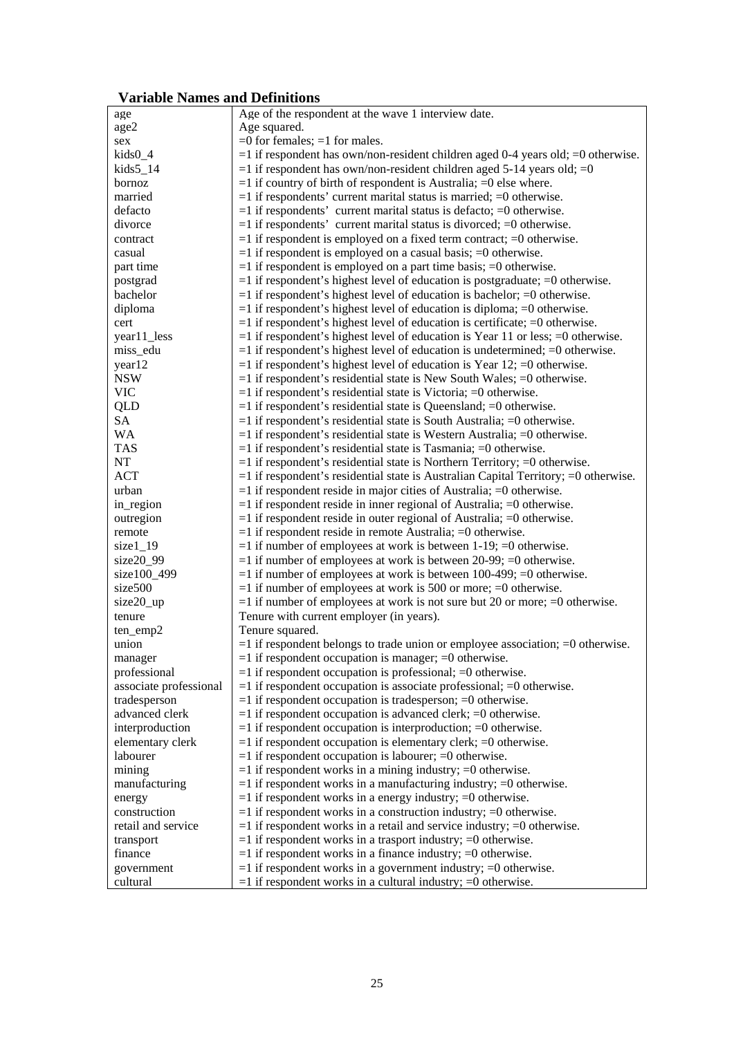**Variable Names and Definitions**

| | |
|---|---|
| age | Age of the respondent at the wave 1 interview date. |
| age2 | Age squared. |
| sex | =0 for females; =1 for males. |
| kids0_4 | =1 if respondent has own/non-resident children aged 0-4 years old; =0 otherwise. |
| kids5_14 | =1 if respondent has own/non-resident children aged 5-14 years old; =0 |
| bornoz | =1 if country of birth of respondent is Australia; =0 else where. |
| married | =1 if respondents' current marital status is married; =0 otherwise. |
| defacto | =1 if respondents' current marital status is defacto; =0 otherwise. |
| divorce | =1 if respondents' current marital status is divorced; =0 otherwise. |
| contract | =1 if respondent is employed on a fixed term contract; =0 otherwise. |
| casual | =1 if respondent is employed on a casual basis; =0 otherwise. |
| part time | =1 if respondent is employed on a part time basis; =0 otherwise. |
| postgrad | =1 if respondent's highest level of education is postgraduate; =0 otherwise. |
| bachelor | =1 if respondent's highest level of education is bachelor; =0 otherwise. |
| diploma | =1 if respondent's highest level of education is diploma; =0 otherwise. |
| cert | =1 if respondent's highest level of education is certificate; =0 otherwise. |
| year11_less | =1 if respondent's highest level of education is Year 11 or less; =0 otherwise. |
| miss_edu | =1 if respondent's highest level of education is undetermined; =0 otherwise. |
| year12 | =1 if respondent's highest level of education is Year 12; =0 otherwise. |
| NSW | =1 if respondent's residential state is New South Wales; =0 otherwise. |
| VIC | =1 if respondent's residential state is Victoria; =0 otherwise. |
| QLD | =1 if respondent's residential state is Queensland; =0 otherwise. |
| SA | =1 if respondent's residential state is South Australia; =0 otherwise. |
| WA | =1 if respondent's residential state is Western Australia; =0 otherwise. |
| TAS | =1 if respondent's residential state is Tasmania; =0 otherwise. |
| NT | =1 if respondent's residential state is Northern Territory; =0 otherwise. |
| ACT | =1 if respondent's residential state is Australian Capital Territory; =0 otherwise. |
| urban | =1 if respondent reside in major cities of Australia; =0 otherwise. |
| in_region | =1 if respondent reside in inner regional of Australia; =0 otherwise. |
| outregion | =1 if respondent reside in outer regional of Australia; =0 otherwise. |
| remote | =1 if respondent reside in remote Australia; =0 otherwise. |
| size1_19 | =1 if number of employees at work is between 1-19; =0 otherwise. |
| size20_99 | =1 if number of employees at work is between 20-99; =0 otherwise. |
| size100_499 | =1 if number of employees at work is between 100-499; =0 otherwise. |
| size500 | =1 if number of employees at work is 500 or more; =0 otherwise. |
| size20_up | =1 if number of employees at work is not sure but 20 or more; =0 otherwise. |
| tenure | Tenure with current employer (in years). |
| ten_emp2 | Tenure squared. |
| union | =1 if respondent belongs to trade union or employee association; =0 otherwise. |
| manager | =1 if respondent occupation is manager; =0 otherwise. |
| professional | =1 if respondent occupation is professional; =0 otherwise. |
| associate professional | =1 if respondent occupation is associate professional; =0 otherwise. |
| tradesperson | =1 if respondent occupation is tradesperson; =0 otherwise. |
| advanced clerk | =1 if respondent occupation is advanced clerk; =0 otherwise. |
| interproduction | =1 if respondent occupation is interproduction; =0 otherwise. |
| elementary clerk | =1 if respondent occupation is elementary clerk; =0 otherwise. |
| labourer | =1 if respondent occupation is labourer; =0 otherwise. |
| mining | =1 if respondent works in a mining industry; =0 otherwise. |
| manufacturing | =1 if respondent works in a manufacturing industry; =0 otherwise. |
| energy | =1 if respondent works in a energy industry; =0 otherwise. |
| construction | =1 if respondent works in a construction industry; =0 otherwise. |
| retail and service | =1 if respondent works in a retail and service industry; =0 otherwise. |
| transport | =1 if respondent works in a trasport industry; =0 otherwise. |
| finance | =1 if respondent works in a finance industry; =0 otherwise. |
| government | =1 if respondent works in a government industry; =0 otherwise. |
| cultural | =1 if respondent works in a cultural industry; =0 otherwise. |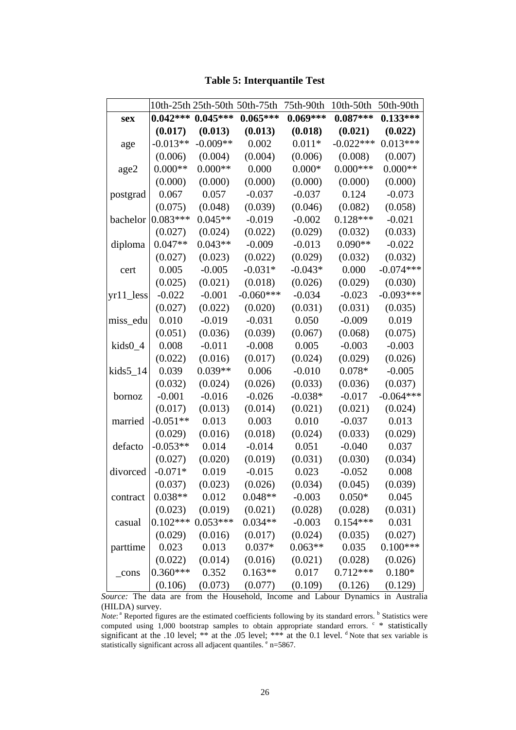**Table 5: Interquantile Test**

| | 10th-25th | 25th-50th | 50th-75th | 75th-90th | 10th-50th | 50th-90th |
|---|---|---|---|---|---|---|
| **sex** | **0.042***** | **0.045***** | **0.065***** | **0.069***** | **0.087***** | **0.133***** |
| | **(0.017)** | **(0.013)** | **(0.013)** | **(0.018)** | **(0.021)** | **(0.022)** |
| age | -0.013** | -0.009** | 0.002 | 0.011* | -0.022*** | 0.013*** |
| | (0.006) | (0.004) | (0.004) | (0.006) | (0.008) | (0.007) |
| age2 | 0.000** | 0.000** | 0.000 | 0.000* | 0.000*** | 0.000** |
| | (0.000) | (0.000) | (0.000) | (0.000) | (0.000) | (0.000) |
| postgrad | 0.067 | 0.057 | -0.037 | -0.037 | 0.124 | -0.073 |
| | (0.075) | (0.048) | (0.039) | (0.046) | (0.082) | (0.058) |
| bachelor | 0.083*** | 0.045** | -0.019 | -0.002 | 0.128*** | -0.021 |
| | (0.027) | (0.024) | (0.022) | (0.029) | (0.032) | (0.033) |
| diploma | 0.047** | 0.043** | -0.009 | -0.013 | 0.090** | -0.022 |
| | (0.027) | (0.023) | (0.022) | (0.029) | (0.032) | (0.032) |
| cert | 0.005 | -0.005 | -0.031* | -0.043* | 0.000 | -0.074*** |
| | (0.025) | (0.021) | (0.018) | (0.026) | (0.029) | (0.030) |
| yr11_less | -0.022 | -0.001 | -0.060*** | -0.034 | -0.023 | -0.093*** |
| | (0.027) | (0.022) | (0.020) | (0.031) | (0.031) | (0.035) |
| miss_edu | 0.010 | -0.019 | -0.031 | 0.050 | -0.009 | 0.019 |
| | (0.051) | (0.036) | (0.039) | (0.067) | (0.068) | (0.075) |
| kids0_4 | 0.008 | -0.011 | -0.008 | 0.005 | -0.003 | -0.003 |
| | (0.022) | (0.016) | (0.017) | (0.024) | (0.029) | (0.026) |
| kids5_14 | 0.039 | 0.039** | 0.006 | -0.010 | 0.078* | -0.005 |
| | (0.032) | (0.024) | (0.026) | (0.033) | (0.036) | (0.037) |
| bornoz | -0.001 | -0.016 | -0.026 | -0.038* | -0.017 | -0.064*** |
| | (0.017) | (0.013) | (0.014) | (0.021) | (0.021) | (0.024) |
| married | -0.051** | 0.013 | 0.003 | 0.010 | -0.037 | 0.013 |
| | (0.029) | (0.016) | (0.018) | (0.024) | (0.033) | (0.029) |
| defacto | -0.053** | 0.014 | -0.014 | 0.051 | -0.040 | 0.037 |
| | (0.027) | (0.020) | (0.019) | (0.031) | (0.030) | (0.034) |
| divorced | -0.071* | 0.019 | -0.015 | 0.023 | -0.052 | 0.008 |
| | (0.037) | (0.023) | (0.026) | (0.034) | (0.045) | (0.039) |
| contract | 0.038** | 0.012 | 0.048** | -0.003 | 0.050* | 0.045 |
| | (0.023) | (0.019) | (0.021) | (0.028) | (0.028) | (0.031) |
| casual | 0.102*** | 0.053*** | 0.034** | -0.003 | 0.154*** | 0.031 |
| | (0.029) | (0.016) | (0.017) | (0.024) | (0.035) | (0.027) |
| parttime | 0.023 | 0.013 | 0.037* | 0.063** | 0.035 | 0.100*** |
| | (0.022) | (0.014) | (0.016) | (0.021) | (0.028) | (0.026) |
| _cons | 0.360*** | 0.352 | 0.163** | 0.017 | 0.712*** | 0.180* |
| | (0.106) | (0.073) | (0.077) | (0.109) | (0.126) | (0.129) |

*Source:* The data are from the Household, Income and Labour Dynamics in Australia (HILDA) survey.

*Note*: [a] Reported figures are the estimated coefficients following by its standard errors. [b] Statistics were computed using 1,000 bootstrap samples to obtain appropriate standard errors. [c] * statistically significant at the .10 level; ** at the .05 level; *** at the 0.1 level. [d] Note that sex variable is statistically significant across all adjacent quantiles. [e] n=5867.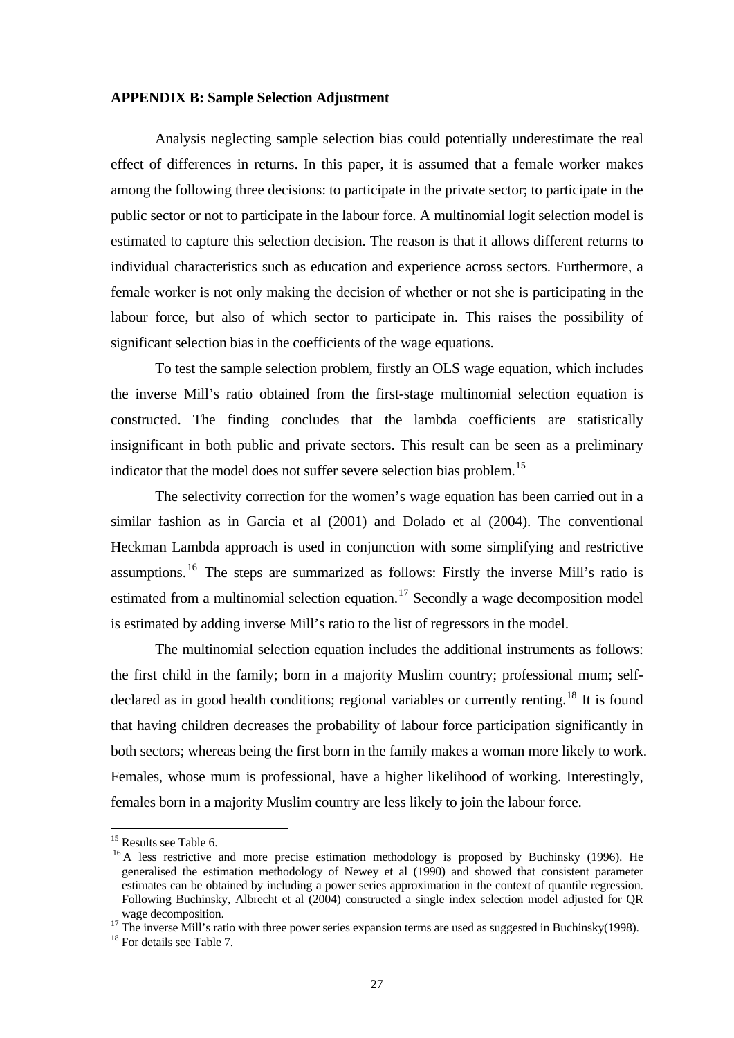**APPENDIX B: Sample Selection Adjustment**

Analysis neglecting sample selection bias could potentially underestimate the real effect of differences in returns. In this paper, it is assumed that a female worker makes among the following three decisions: to participate in the private sector; to participate in the public sector or not to participate in the labour force. A multinomial logit selection model is estimated to capture this selection decision. The reason is that it allows different returns to individual characteristics such as education and experience across sectors. Furthermore, a female worker is not only making the decision of whether or not she is participating in the labour force, but also of which sector to participate in. This raises the possibility of significant selection bias in the coefficients of the wage equations.

To test the sample selection problem, firstly an OLS wage equation, which includes the inverse Mill's ratio obtained from the first-stage multinomial selection equation is constructed. The finding concludes that the lambda coefficients are statistically insignificant in both public and private sectors. This result can be seen as a preliminary indicator that the model does not suffer severe selection bias problem.[15]

The selectivity correction for the women's wage equation has been carried out in a similar fashion as in Garcia et al (2001) and Dolado et al (2004). The conventional Heckman Lambda approach is used in conjunction with some simplifying and restrictive assumptions.[16] The steps are summarized as follows: Firstly the inverse Mill's ratio is estimated from a multinomial selection equation.[17] Secondly a wage decomposition model is estimated by adding inverse Mill's ratio to the list of regressors in the model.

The multinomial selection equation includes the additional instruments as follows: the first child in the family; born in a majority Muslim country; professional mum; self-declared as in good health conditions; regional variables or currently renting.[18] It is found that having children decreases the probability of labour force participation significantly in both sectors; whereas being the first born in the family makes a woman more likely to work. Females, whose mum is professional, have a higher likelihood of working. Interestingly, females born in a majority Muslim country are less likely to join the labour force.

---

[15] Results see Table 6.

[16] A less restrictive and more precise estimation methodology is proposed by Buchinsky (1996). He generalised the estimation methodology of Newey et al (1990) and showed that consistent parameter estimates can be obtained by including a power series approximation in the context of quantile regression. Following Buchinsky, Albrecht et al (2004) constructed a single index selection model adjusted for QR wage decomposition.

[17] The inverse Mill's ratio with three power series expansion terms are used as suggested in Buchinsky(1998).

[18] For details see Table 7.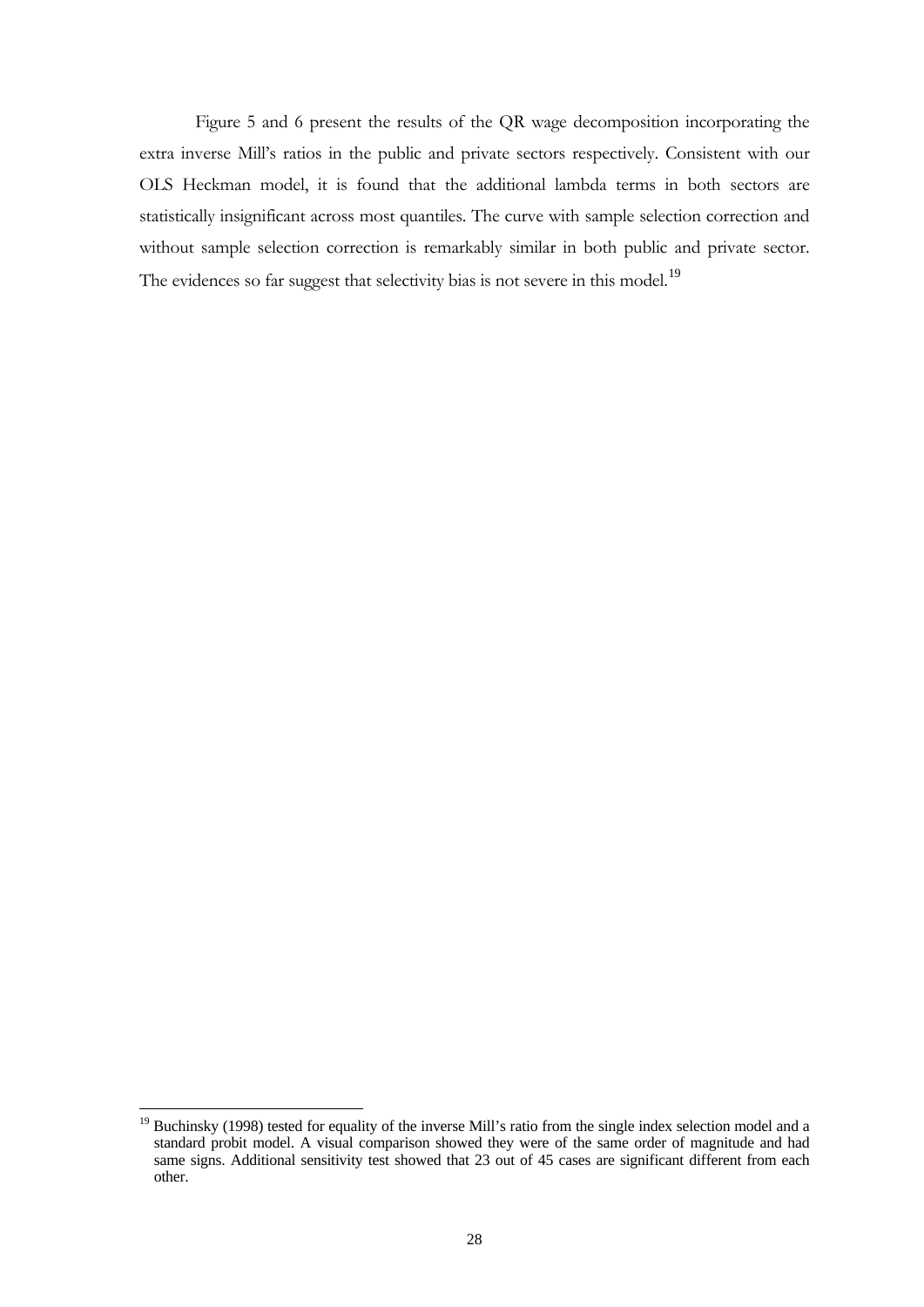Figure 5 and 6 present the results of the QR wage decomposition incorporating the extra inverse Mill's ratios in the public and private sectors respectively. Consistent with our OLS Heckman model, it is found that the additional lambda terms in both sectors are statistically insignificant across most quantiles. The curve with sample selection correction and without sample selection correction is remarkably similar in both public and private sector. The evidences so far suggest that selectivity bias is not severe in this model.[19]

---

[19] Buchinsky (1998) tested for equality of the inverse Mill's ratio from the single index selection model and a standard probit model. A visual comparison showed they were of the same order of magnitude and had same signs. Additional sensitivity test showed that 23 out of 45 cases are significant different from each other.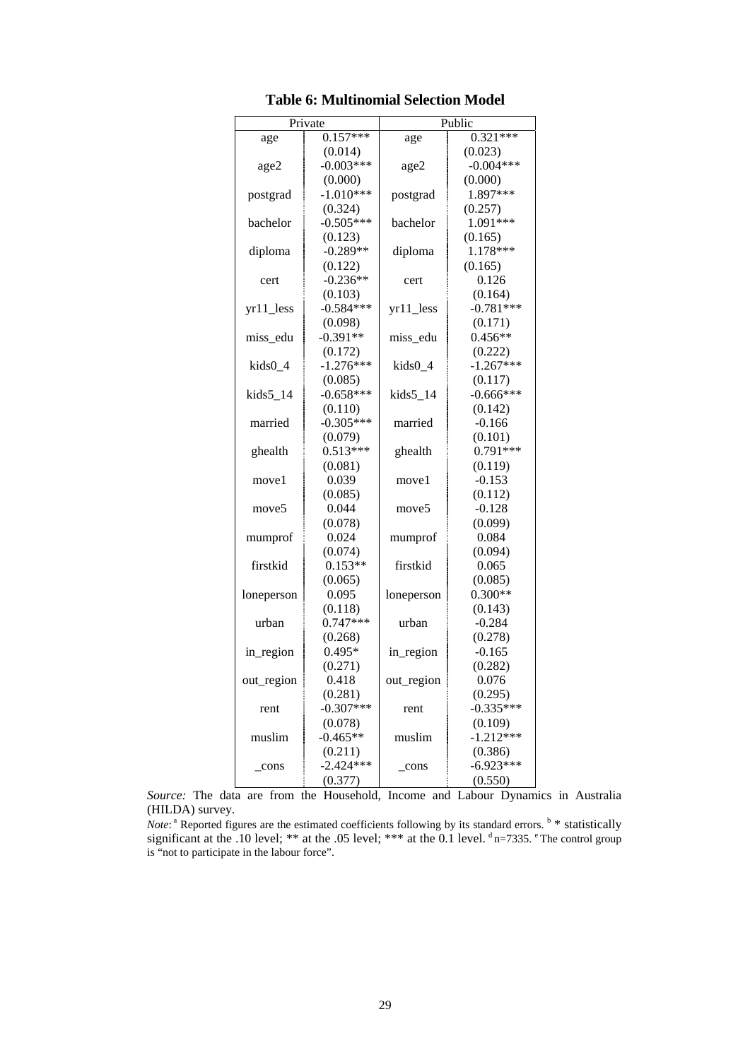**Table 6: Multinomial Selection Model**

| Private | | Public | |
|---|---|---|---|
| age | 0.157*** | age | 0.321*** |
| | (0.014) | | (0.023) |
| age2 | -0.003*** | age2 | -0.004*** |
| | (0.000) | | (0.000) |
| postgrad | -1.010*** | postgrad | 1.897*** |
| | (0.324) | | (0.257) |
| bachelor | -0.505*** | bachelor | 1.091*** |
| | (0.123) | | (0.165) |
| diploma | -0.289** | diploma | 1.178*** |
| | (0.122) | | (0.165) |
| cert | -0.236** | cert | 0.126 |
| | (0.103) | | (0.164) |
| yr11_less | -0.584*** | yr11_less | -0.781*** |
| | (0.098) | | (0.171) |
| miss_edu | -0.391** | miss_edu | 0.456** |
| | (0.172) | | (0.222) |
| kids0_4 | -1.276*** | kids0_4 | -1.267*** |
| | (0.085) | | (0.117) |
| kids5_14 | -0.658*** | kids5_14 | -0.666*** |
| | (0.110) | | (0.142) |
| married | -0.305*** | married | -0.166 |
| | (0.079) | | (0.101) |
| ghealth | 0.513*** | ghealth | 0.791*** |
| | (0.081) | | (0.119) |
| move1 | 0.039 | move1 | -0.153 |
| | (0.085) | | (0.112) |
| move5 | 0.044 | move5 | -0.128 |
| | (0.078) | | (0.099) |
| mumprof | 0.024 | mumprof | 0.084 |
| | (0.074) | | (0.094) |
| firstkid | 0.153** | firstkid | 0.065 |
| | (0.065) | | (0.085) |
| loneperson | 0.095 | loneperson | 0.300** |
| | (0.118) | | (0.143) |
| urban | 0.747*** | urban | -0.284 |
| | (0.268) | | (0.278) |
| in_region | 0.495* | in_region | -0.165 |
| | (0.271) | | (0.282) |
| out_region | 0.418 | out_region | 0.076 |
| | (0.281) | | (0.295) |
| rent | -0.307*** | rent | -0.335*** |
| | (0.078) | | (0.109) |
| muslim | -0.465** | muslim | -1.212*** |
| | (0.211) | | (0.386) |
| _cons | -2.424*** | _cons | -6.923*** |
| | (0.377) | | (0.550) |

*Source:* The data are from the Household, Income and Labour Dynamics in Australia (HILDA) survey.

*Note*: [a] Reported figures are the estimated coefficients following by its standard errors. [b] * statistically significant at the .10 level; ** at the .05 level; *** at the 0.1 level. [d] n=7335. [e] The control group is "not to participate in the labour force".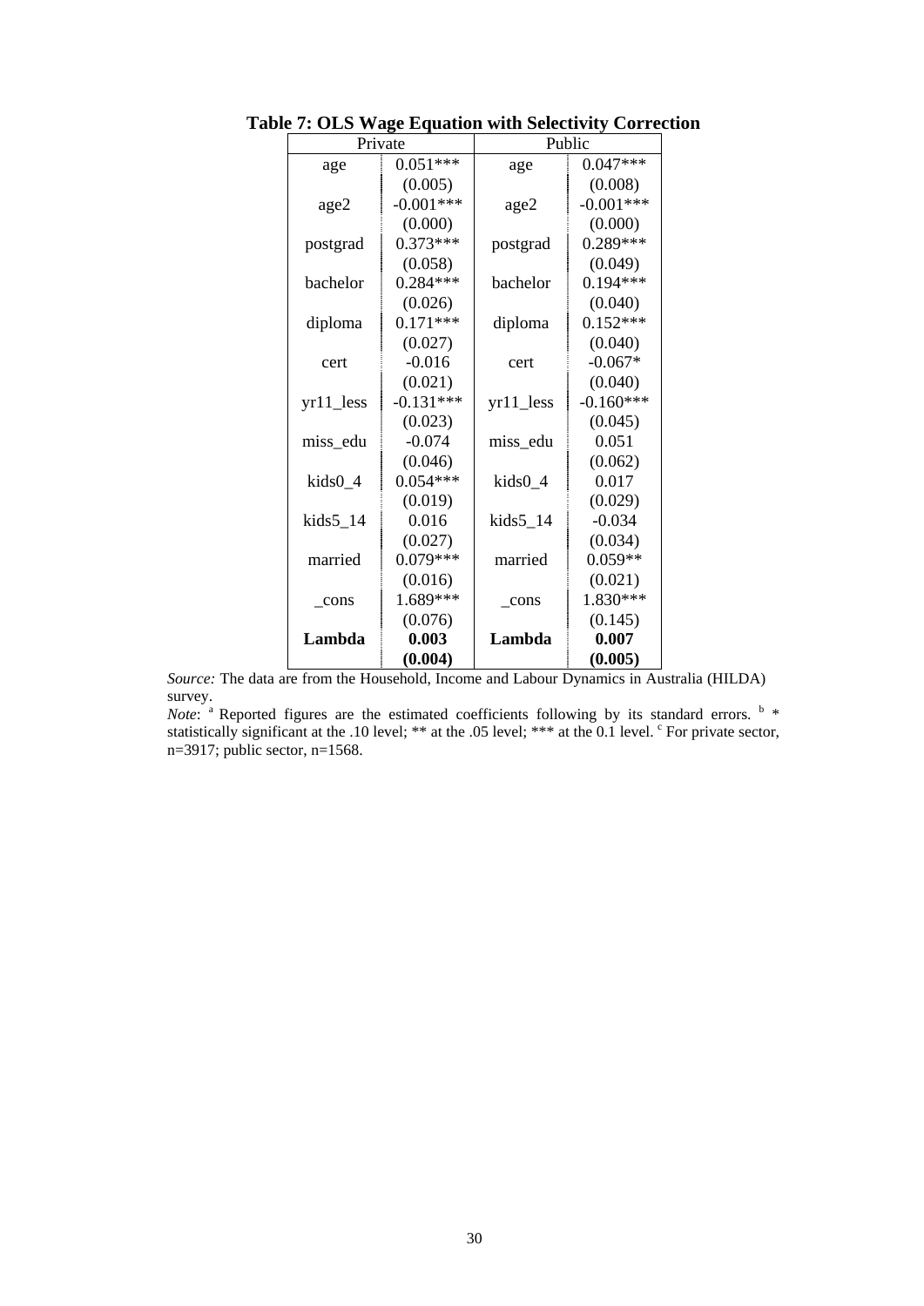**Table 7: OLS Wage Equation with Selectivity Correction**

| Private | | Public | |
|---|---|---|---|
| age | 0.051*** | age | 0.047*** |
| | (0.005) | | (0.008) |
| age2 | -0.001*** | age2 | -0.001*** |
| | (0.000) | | (0.000) |
| postgrad | 0.373*** | postgrad | 0.289*** |
| | (0.058) | | (0.049) |
| bachelor | 0.284*** | bachelor | 0.194*** |
| | (0.026) | | (0.040) |
| diploma | 0.171*** | diploma | 0.152*** |
| | (0.027) | | (0.040) |
| cert | -0.016 | cert | -0.067* |
| | (0.021) | | (0.040) |
| yr11_less | -0.131*** | yr11_less | -0.160*** |
| | (0.023) | | (0.045) |
| miss_edu | -0.074 | miss_edu | 0.051 |
| | (0.046) | | (0.062) |
| kids0_4 | 0.054*** | kids0_4 | 0.017 |
| | (0.019) | | (0.029) |
| kids5_14 | 0.016 | kids5_14 | -0.034 |
| | (0.027) | | (0.034) |
| married | 0.079*** | married | 0.059** |
| | (0.016) | | (0.021) |
| _cons | 1.689*** | _cons | 1.830*** |
| | (0.076) | | (0.145) |
| **Lambda** | **0.003** | **Lambda** | **0.007** |
| | **(0.004)** | | **(0.005)** |

*Source:* The data are from the Household, Income and Labour Dynamics in Australia (HILDA) survey.

*Note*: [a] Reported figures are the estimated coefficients following by its standard errors. [b] * statistically significant at the .10 level; ** at the .05 level; *** at the 0.1 level. [c] For private sector, n=3917; public sector, n=1568.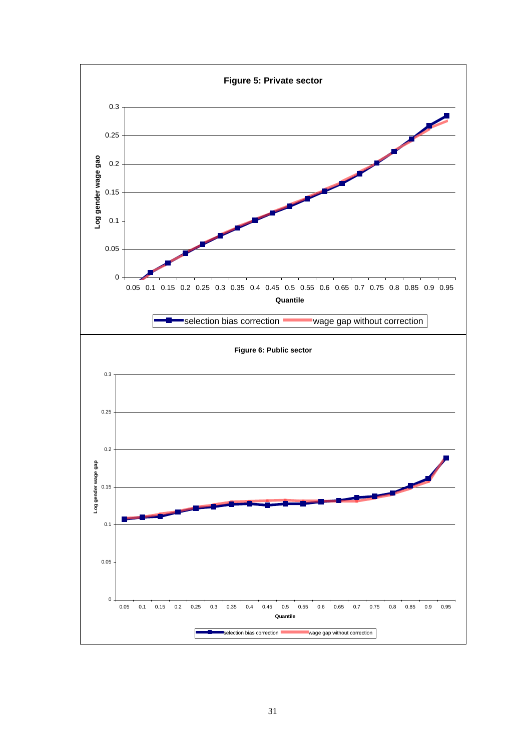**Figure 5: Private sector**

Log gender wage gao

0.3
0.25
0.2
0.15
0.1
0.05
0

0.05 0.1 0.15 0.2 0.25 0.3 0.35 0.4 0.45 0.5 0.55 0.6 0.65 0.7 0.75 0.8 0.85 0.9 0.95

Quantile

selection bias correction
wage gap without correction

**Figure 6: Public sector**

Log gender wage gap

0.3
0.25
0.2
0.15
0.1
0.05
0

0.05 0.1 0.15 0.2 0.25 0.3 0.35 0.4 0.45 0.5 0.55 0.6 0.65 0.7 0.75 0.8 0.85 0.9 0.95

Quantile

selection bias correction
wage gap without correction